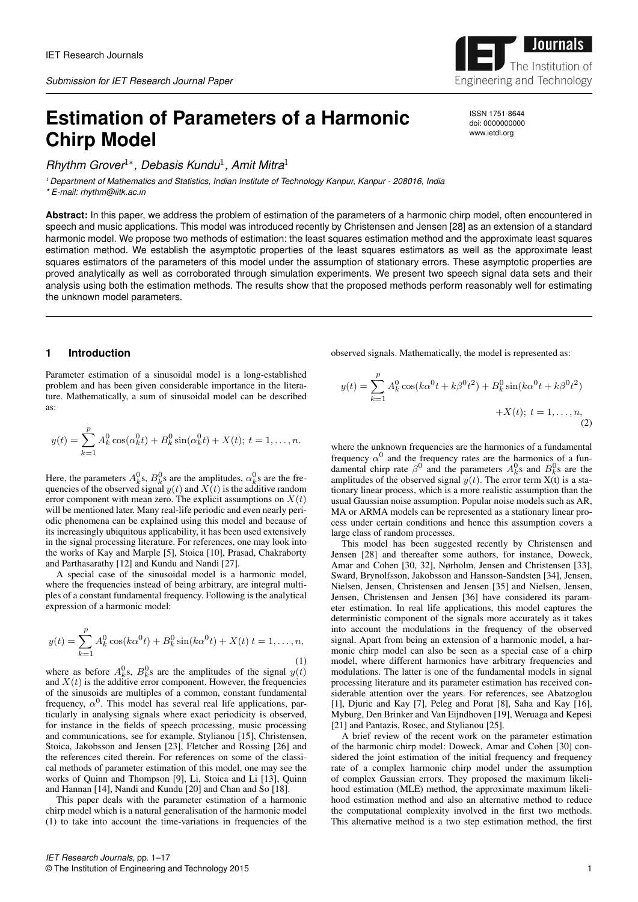# Estimation of Parameters of a Harmonic Chirp Model

ISSN 1751-8644
doi: 0000000000
www.ietdl.org

*Rhythm Grover[1*], Debasis Kundu[1], Amit Mitra[1]*

[1] *Department of Mathematics and Statistics, Indian Institute of Technology Kanpur, Kanpur - 208016, India*
\* *E-mail: rhythm@iitk.ac.in*

**Abstract:** In this paper, we address the problem of estimation of the parameters of a harmonic chirp model, often encountered in speech and music applications. This model was introduced recently by Christensen and Jensen [28] as an extension of a standard harmonic model. We propose two methods of estimation: the least squares estimation method and the approximate least squares estimation method. We establish the asymptotic properties of the least squares estimators as well as the approximate least squares estimators of the parameters of this model under the assumption of stationary errors. These asymptotic properties are proved analytically as well as corroborated through simulation experiments. We present two speech signal data sets and their analysis using both the estimation methods. The results show that the proposed methods perform reasonably well for estimating the unknown model parameters.

## 1 Introduction

Parameter estimation of a sinusoidal model is a long-established problem and has been given considerable importance in the literature. Mathematically, a sum of sinusoidal model can be described as:

$$y(t) = \sum_{k=1}^{p} A_k^0 \cos(\alpha_k^0 t) + B_k^0 \sin(\alpha_k^0 t) + X(t);\ t = 1, \ldots, n.$$

Here, the parameters $A_k^0$s, $B_k^0$s are the amplitudes, $\alpha_k^0$s are the frequencies of the observed signal $y(t)$ and $X(t)$ is the additive random error component with mean zero. The explicit assumptions on $X(t)$ will be mentioned later. Many real-life periodic and even nearly periodic phenomena can be explained using this model and because of its increasingly ubiquitous applicability, it has been used extensively in the signal processing literature. For references, one may look into the works of Kay and Marple [5], Stoica [10], Prasad, Chakraborty and Parthasarathy [12] and Kundu and Nandi [27].

A special case of the sinusoidal model is a harmonic model, where the frequencies instead of being arbitrary, are integral multiples of a constant fundamental frequency. Following is the analytical expression of a harmonic model:

$$y(t) = \sum_{k=1}^{p} A_k^0 \cos(k\alpha^0 t) + B_k^0 \sin(k\alpha^0 t) + X(t)\ t = 1, \ldots, n, \tag{1}$$

where as before $A_k^0$s, $B_k^0$s are the amplitudes of the signal $y(t)$ and $X(t)$ is the additive error component. However, the frequencies of the sinusoids are multiples of a common, constant fundamental frequency, $\alpha^0$. This model has several real life applications, particularly in analysing signals where exact periodicity is observed, for instance in the fields of speech processing, music processing and communications, see for example, Stylianou [15], Christensen, Stoica, Jakobsson and Jensen [23], Fletcher and Rossing [26] and the references cited therein. For references on some of the classical methods of parameter estimation of this model, one may see the works of Quinn and Thompson [9], Li, Stoica and Li [13], Quinn and Hannan [14], Nandi and Kundu [20] and Chan and So [18].

This paper deals with the parameter estimation of a harmonic chirp model which is a natural generalisation of the harmonic model (1) to take into account the time-variations in frequencies of the observed signals. Mathematically, the model is represented as:

$$y(t) = \sum_{k=1}^{p} A_k^0 \cos(k\alpha^0 t + k\beta^0 t^2) + B_k^0 \sin(k\alpha^0 t + k\beta^0 t^2) + X(t);\ t = 1, \ldots, n, \tag{2}$$

where the unknown frequencies are the harmonics of a fundamental frequency $\alpha^0$ and the frequency rates are the harmonics of a fundamental chirp rate $\beta^0$ and the parameters $A_k^0$s and $B_k^0$s are the amplitudes of the observed signal $y(t)$. The error term X(t) is a stationary linear process, which is a more realistic assumption than the usual Gaussian noise assumption. Popular noise models such as AR, MA or ARMA models can be represented as a stationary linear process under certain conditions and hence this assumption covers a large class of random processes.

This model has been suggested recently by Christensen and Jensen [28] and thereafter some authors, for instance, Doweck, Amar and Cohen [30, 32], Nørholm, Jensen and Christensen [33], Sward, Brynolfsson, Jakobsson and Hansson-Sandsten [34], Jensen, Nielsen, Jensen, Christensen and Jensen [35] and Nielsen, Jensen, Jensen, Christensen and Jensen [36] have considered its parameter estimation. In real life applications, this model captures the deterministic component of the signals more accurately as it takes into account the modulations in the frequency of the observed signal. Apart from being an extension of a harmonic model, a harmonic chirp model can also be seen as a special case of a chirp model, where different harmonics have arbitrary frequencies and modulations. The latter is one of the fundamental models in signal processing literature and its parameter estimation has received considerable attention over the years. For references, see Abatzoglou [1], Djuric and Kay [7], Peleg and Porat [8], Saha and Kay [16], Myburg, Den Brinker and Van Eijndhoven [19], Weruaga and Kepesi [21] and Pantazis, Rosec, and Stylianou [25].

A brief review of the recent work on the parameter estimation of the harmonic chirp model: Doweck, Amar and Cohen [30] considered the joint estimation of the initial frequency and frequency rate of a complex harmonic chirp model under the assumption of complex Gaussian errors. They proposed the maximum likelihood estimation (MLE) method, the approximate maximum likelihood estimation method and also an alternative method to reduce the computational complexity involved in the first two methods. This alternative method is a two step estimation method, the first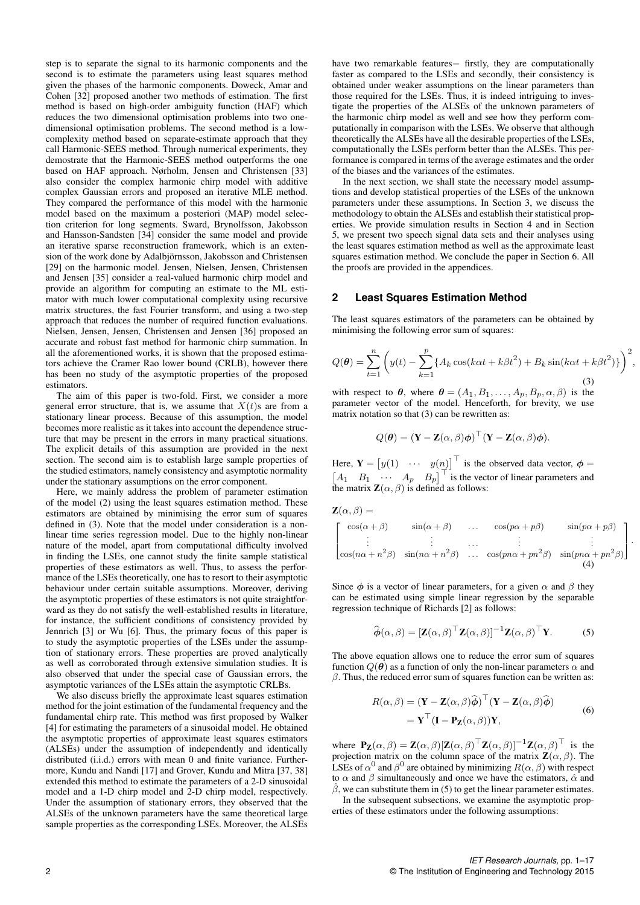step is to separate the signal to its harmonic components and the second is to estimate the parameters using least squares method given the phases of the harmonic components. Doweck, Amar and Cohen [32] proposed another two methods of estimation. The first method is based on high-order ambiguity function (HAF) which reduces the two dimensional optimisation problems into two one-dimensional optimisation problems. The second method is a low-complexity method based on separate-estimate approach that they call Harmonic-SEES method. Through numerical experiments, they demostrate that the Harmonic-SEES method outperforms the one based on HAF approach. Nørholm, Jensen and Christensen [33] also consider the complex harmonic chirp model with additive complex Gaussian errors and proposed an iterative MLE method. They compared the performance of this model with the harmonic model based on the maximum a posteriori (MAP) model selection criterion for long segments. Sward, Brynolfsson, Jakobsson and Hansson-Sandsten [34] consider the same model and provide an iterative sparse reconstruction framework, which is an extension of the work done by Adalbjörnsson, Jakobsson and Christensen [29] on the harmonic model. Jensen, Nielsen, Jensen, Christensen and Jensen [35] consider a real-valued harmonic chirp model and provide an algorithm for computing an estimate to the ML estimator with much lower computational complexity using recursive matrix structures, the fast Fourier transform, and using a two-step approach that reduces the number of required function evaluations. Nielsen, Jensen, Jensen, Christensen and Jensen [36] proposed an accurate and robust fast method for harmonic chirp summation. In all the aforementioned works, it is shown that the proposed estimators achieve the Cramer Rao lower bound (CRLB), however there has been no study of the asymptotic properties of the proposed estimators.

The aim of this paper is two-fold. First, we consider a more general error structure, that is, we assume that $X(t)$s are from a stationary linear process. Because of this assumption, the model becomes more realistic as it takes into account the dependence structure that may be present in the errors in many practical situations. The explicit details of this assumption are provided in the next section. The second aim is to establish large sample properties of the studied estimators, namely consistency and asymptotic normality under the stationary assumptions on the error component.

Here, we mainly address the problem of parameter estimation of the model (2) using the least squares estimation method. These estimators are obtained by minimising the error sum of squares defined in (3). Note that the model under consideration is a non-linear time series regression model. Due to the highly non-linear nature of the model, apart from computational difficulty involved in finding the LSEs, one cannot study the finite sample statistical properties of these estimators as well. Thus, to assess the performance of the LSEs theoretically, one has to resort to their asymptotic behaviour under certain suitable assumptions. Moreover, deriving the asymptotic properties of these estimators is not quite straightforward as they do not satisfy the well-established results in literature, for instance, the sufficient conditions of consistency provided by Jennrich [3] or Wu [6]. Thus, the primary focus of this paper is to study the asymptotic properties of the LSEs under the assumption of stationary errors. These properties are proved analytically as well as corroborated through extensive simulation studies. It is also observed that under the special case of Gaussian errors, the asymptotic variances of the LSEs attain the asymptotic CRLBs.

We also discuss briefly the approximate least squares estimation method for the joint estimation of the fundamental frequency and the fundamental chirp rate. This method was first proposed by Walker [4] for estimating the parameters of a sinusoidal model. He obtained the asymptotic properties of approximate least squares estimators (ALSEs) under the assumption of independently and identically distributed (i.i.d.) errors with mean 0 and finite variance. Furthermore, Kundu and Nandi [17] and Grover, Kundu and Mitra [37, 38] extended this method to estimate the parameters of a 2-D sinusoidal model and a 1-D chirp model and 2-D chirp model, respectively. Under the assumption of stationary errors, they observed that the ALSEs of the unknown parameters have the same theoretical large sample properties as the corresponding LSEs. Moreover, the ALSEs have two remarkable features− firstly, they are computationally faster as compared to the LSEs and secondly, their consistency is obtained under weaker assumptions on the linear parameters than those required for the LSEs. Thus, it is indeed intriguing to investigate the properties of the ALSEs of the unknown parameters of the harmonic chirp model as well and see how they perform computationally in comparison with the LSEs. We observe that although theoretically the ALSEs have all the desirable properties of the LSEs, computationally the LSEs perform better than the ALSEs. This performance is compared in terms of the average estimates and the order of the biases and the variances of the estimates.

In the next section, we shall state the necessary model assumptions and develop statistical properties of the LSEs of the unknown parameters under these assumptions. In Section 3, we discuss the methodology to obtain the ALSEs and establish their statistical properties. We provide simulation results in Section 4 and in Section 5, we present two speech signal data sets and their analyses using the least squares estimation method as well as the approximate least squares estimation method. We conclude the paper in Section 6. All the proofs are provided in the appendices.

## 2 Least Squares Estimation Method

The least squares estimators of the parameters can be obtained by minimising the following error sum of squares:

$$Q(\boldsymbol{\theta}) = \sum_{t=1}^{n}\left(y(t) - \sum_{k=1}^{p}\{A_k\cos(k\alpha t + k\beta t^2) + B_k\sin(k\alpha t + k\beta t^2)\}\right)^2, \tag{3}$$

with respect to $\boldsymbol{\theta}$, where $\boldsymbol{\theta} = (A_1, B_1, \ldots, A_p, B_p, \alpha, \beta)$ is the parameter vector of the model. Henceforth, for brevity, we use matrix notation so that (3) can be rewritten as:

$$Q(\boldsymbol{\theta}) = (\mathbf{Y} - \mathbf{Z}(\alpha,\beta)\boldsymbol{\phi})^\top(\mathbf{Y} - \mathbf{Z}(\alpha,\beta)\boldsymbol{\phi}).$$

Here, $\mathbf{Y} = \begin{bmatrix} y(1) & \cdots & y(n)\end{bmatrix}^\top$ is the observed data vector, $\boldsymbol{\phi} = \begin{bmatrix} A_1 & B_1 & \cdots & A_p & B_p\end{bmatrix}^\top$ is the vector of linear parameters and the matrix $\mathbf{Z}(\alpha,\beta)$ is defined as follows:

$$\mathbf{Z}(\alpha,\beta) = \begin{bmatrix} \cos(\alpha+\beta) & \sin(\alpha+\beta) & \ldots & \cos(p\alpha+p\beta) & \sin(p\alpha+p\beta) \\ \vdots & \vdots & \ldots & \vdots & \vdots \\ \cos(n\alpha+n^2\beta) & \sin(n\alpha+n^2\beta) & \ldots & \cos(pn\alpha+pn^2\beta) & \sin(pn\alpha+pn^2\beta) \end{bmatrix}. \tag{4}$$

Since $\boldsymbol{\phi}$ is a vector of linear parameters, for a given $\alpha$ and $\beta$ they can be estimated using simple linear regression by the separable regression technique of Richards [2] as follows:

$$\widehat{\boldsymbol{\phi}}(\alpha,\beta) = [\mathbf{Z}(\alpha,\beta)^\top\mathbf{Z}(\alpha,\beta)]^{-1}\mathbf{Z}(\alpha,\beta)^\top\mathbf{Y}. \tag{5}$$

The above equation allows one to reduce the error sum of squares function $Q(\boldsymbol{\theta})$ as a function of only the non-linear parameters $\alpha$ and $\beta$. Thus, the reduced error sum of squares function can be written as:

$$\begin{aligned} R(\alpha,\beta) &= (\mathbf{Y} - \mathbf{Z}(\alpha,\beta)\widehat{\boldsymbol{\phi}})^\top(\mathbf{Y} - \mathbf{Z}(\alpha,\beta)\widehat{\boldsymbol{\phi}}) \\ &= \mathbf{Y}^\top(\mathbf{I} - \mathbf{P}_{\mathbf{Z}}(\alpha,\beta))\mathbf{Y}, \end{aligned} \tag{6}$$

where $\mathbf{P}_{\mathbf{Z}}(\alpha,\beta) = \mathbf{Z}(\alpha,\beta)[\mathbf{Z}(\alpha,\beta)^\top\mathbf{Z}(\alpha,\beta)]^{-1}\mathbf{Z}(\alpha,\beta)^\top$ is the projection matrix on the column space of the matrix $\mathbf{Z}(\alpha,\beta)$. The LSEs of $\alpha^0$ and $\beta^0$ are obtained by minimizing $R(\alpha,\beta)$ with respect to $\alpha$ and $\beta$ simultaneously and once we have the estimators, $\hat{\alpha}$ and $\hat{\beta}$, we can substitute them in (5) to get the linear parameter estimates.

In the subsequent subsections, we examine the asymptotic properties of these estimators under the following assumptions: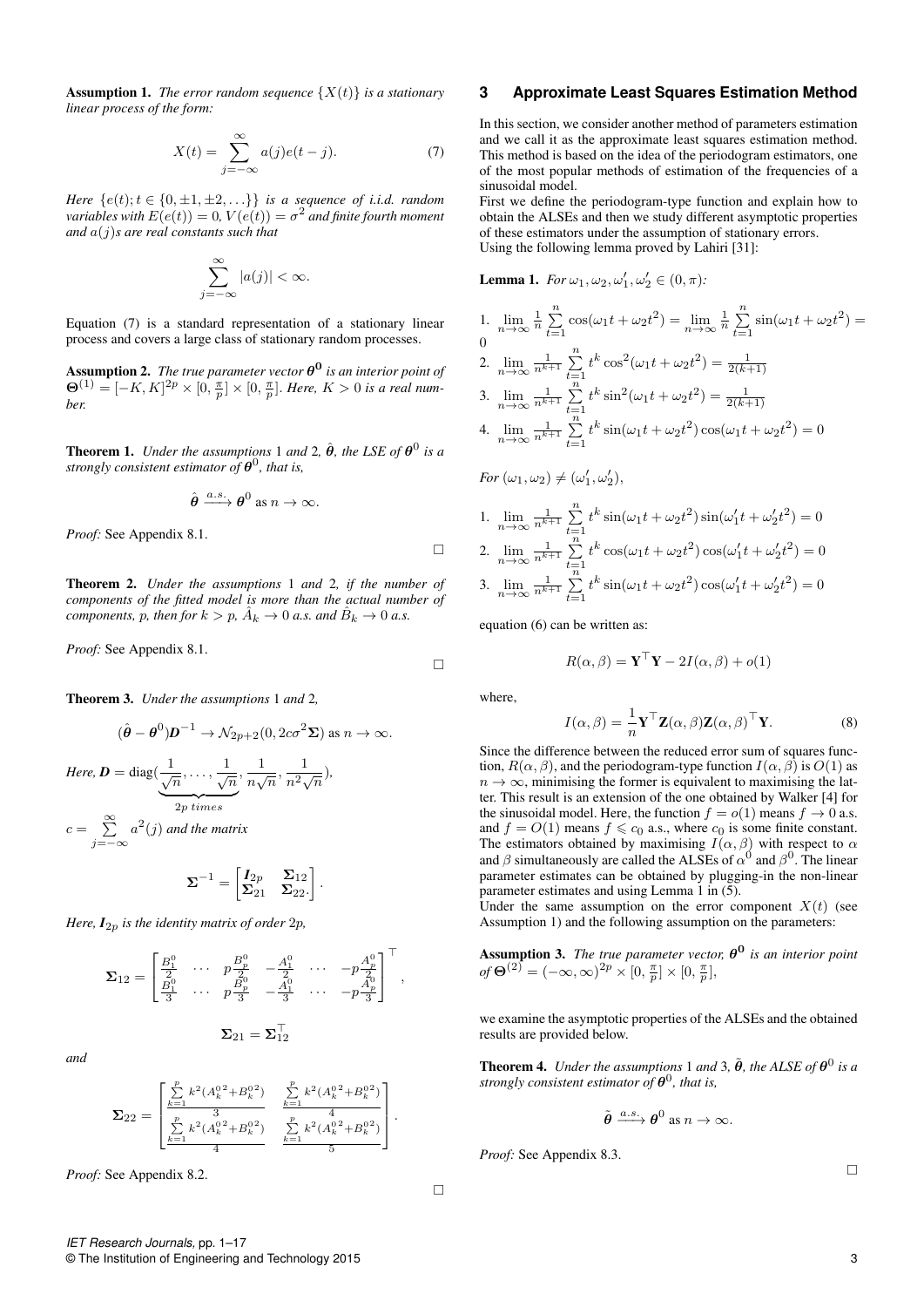**Assumption 1.** *The error random sequence $\{X(t)\}$ is a stationary linear process of the form:*

$$X(t) = \sum_{j=-\infty}^{\infty} a(j)e(t-j). \tag{7}$$

*Here $\{e(t); t \in \{0, \pm1, \pm2, \ldots\}\}$ is a sequence of i.i.d. random variables with $E(e(t)) = 0$, $V(e(t)) = \sigma^2$ and finite fourth moment and $a(j)$s are real constants such that*

$$\sum_{j=-\infty}^{\infty} |a(j)| < \infty.$$

Equation (7) is a standard representation of a stationary linear process and covers a large class of stationary random processes.

**Assumption 2.** *The true parameter vector $\boldsymbol{\theta^0}$ is an interior point of $\boldsymbol{\Theta}^{(1)} = [-K, K]^{2p} \times [0, \frac{\pi}{p}] \times [0, \frac{\pi}{p}]$. Here, $K > 0$ is a real number.*

**Theorem 1.** *Under the assumptions 1 and 2, $\hat{\boldsymbol{\theta}}$, the LSE of $\boldsymbol{\theta}^0$ is a strongly consistent estimator of $\boldsymbol{\theta}^0$, that is,*

$$\hat{\boldsymbol{\theta}} \xrightarrow{a.s.} \boldsymbol{\theta}^0 \text{ as } n \to \infty.$$

*Proof:* See Appendix 8.1. □

**Theorem 2.** *Under the assumptions 1 and 2, if the number of components of the fitted model is more than the actual number of components, $p$, then for $k > p$, $\hat{A}_k \to 0$ a.s. and $\hat{B}_k \to 0$ a.s.*

*Proof:* See Appendix 8.1. □

**Theorem 3.** *Under the assumptions 1 and 2,*

$$(\hat{\boldsymbol{\theta}} - \boldsymbol{\theta}^0)\boldsymbol{D}^{-1} \to \mathcal{N}_{2p+2}(0, 2c\sigma^2\boldsymbol{\Sigma}) \text{ as } n \to \infty.$$

*Here,* $\boldsymbol{D} = \text{diag}(\underbrace{\frac{1}{\sqrt{n}}, \ldots, \frac{1}{\sqrt{n}}}_{2p \text{ times}}, \frac{1}{n\sqrt{n}}, \frac{1}{n^2\sqrt{n}})$,

$c = \sum\limits_{j=-\infty}^{\infty} a^2(j)$ *and the matrix*

$$\boldsymbol{\Sigma}^{-1} = \begin{bmatrix} \boldsymbol{I}_{2p} & \boldsymbol{\Sigma}_{12} \\ \boldsymbol{\Sigma}_{21} & \boldsymbol{\Sigma}_{22}. \end{bmatrix}.$$

*Here, $\boldsymbol{I}_{2p}$ is the identity matrix of order $2p$,*

$$\boldsymbol{\Sigma}_{12} = \begin{bmatrix} \frac{B_1^0}{2} & \cdots & p\frac{B_p^0}{2} & -\frac{A_1^0}{2} & \cdots & -p\frac{A_p^0}{2} \\ \frac{B_1^0}{3} & \cdots & p\frac{B_p^0}{3} & -\frac{A_1^0}{3} & \cdots & -p\frac{A_p^0}{3} \end{bmatrix}^\top,$$

$$\boldsymbol{\Sigma}_{21} = \boldsymbol{\Sigma}_{12}^\top$$

*and*

$$\boldsymbol{\Sigma}_{22} = \begin{bmatrix} \frac{\sum_{k=1}^{p} k^2({A_k^0}^2 + {B_k^0}^2)}{3} & \frac{\sum_{k=1}^{p} k^2({A_k^0}^2 + {B_k^0}^2)}{4} \\ \frac{\sum_{k=1}^{p} k^2({A_k^0}^2 + {B_k^0}^2)}{4} & \frac{\sum_{k=1}^{p} k^2({A_k^0}^2 + {B_k^0}^2)}{5} \end{bmatrix}.$$

*Proof:* See Appendix 8.2. □

## 3 Approximate Least Squares Estimation Method

In this section, we consider another method of parameters estimation and we call it as the approximate least squares estimation method. This method is based on the idea of the periodogram estimators, one of the most popular methods of estimation of the frequencies of a sinusoidal model.

First we define the periodogram-type function and explain how to obtain the ALSEs and then we study different asymptotic properties of these estimators under the assumption of stationary errors.

Using the following lemma proved by Lahiri [31]:

**Lemma 1.** *For $\omega_1, \omega_2, \omega_1', \omega_2' \in (0, \pi)$:*

1. $\lim\limits_{n\to\infty} \frac{1}{n}\sum\limits_{t=1}^{n} \cos(\omega_1 t + \omega_2 t^2) = \lim\limits_{n\to\infty} \frac{1}{n}\sum\limits_{t=1}^{n} \sin(\omega_1 t + \omega_2 t^2) = 0$
2. $\lim\limits_{n\to\infty} \frac{1}{n^{k+1}}\sum\limits_{t=1}^{n} t^k \cos^2(\omega_1 t + \omega_2 t^2) = \frac{1}{2(k+1)}$
3. $\lim\limits_{n\to\infty} \frac{1}{n^{k+1}}\sum\limits_{t=1}^{n} t^k \sin^2(\omega_1 t + \omega_2 t^2) = \frac{1}{2(k+1)}$
4. $\lim\limits_{n\to\infty} \frac{1}{n^{k+1}}\sum\limits_{t=1}^{n} t^k \sin(\omega_1 t + \omega_2 t^2)\cos(\omega_1 t + \omega_2 t^2) = 0$

*For $(\omega_1, \omega_2) \neq (\omega_1', \omega_2')$,*

1. $\lim\limits_{n\to\infty} \frac{1}{n^{k+1}}\sum\limits_{t=1}^{n} t^k \sin(\omega_1 t + \omega_2 t^2)\sin(\omega_1' t + \omega_2' t^2) = 0$
2. $\lim\limits_{n\to\infty} \frac{1}{n^{k+1}}\sum\limits_{t=1}^{n} t^k \cos(\omega_1 t + \omega_2 t^2)\cos(\omega_1' t + \omega_2' t^2) = 0$
3. $\lim\limits_{n\to\infty} \frac{1}{n^{k+1}}\sum\limits_{t=1}^{n} t^k \sin(\omega_1 t + \omega_2 t^2)\cos(\omega_1' t + \omega_2' t^2) = 0$

equation (6) can be written as:

$$R(\alpha, \beta) = \mathbf{Y}^\top\mathbf{Y} - 2I(\alpha, \beta) + o(1)$$

where,

$$I(\alpha, \beta) = \frac{1}{n}\mathbf{Y}^\top\mathbf{Z}(\alpha, \beta)\mathbf{Z}(\alpha, \beta)^\top\mathbf{Y}. \tag{8}$$

Since the difference between the reduced error sum of squares function, $R(\alpha, \beta)$, and the periodogram-type function $I(\alpha, \beta)$ is $O(1)$ as $n \to \infty$, minimising the former is equivalent to maximising the latter. This result is an extension of the one obtained by Walker [4] for the sinusoidal model. Here, the function $f = o(1)$ means $f \to 0$ a.s. and $f = O(1)$ means $f \leqslant c_0$ a.s., where $c_0$ is some finite constant. The estimators obtained by maximising $I(\alpha, \beta)$ with respect to $\alpha$ and $\beta$ simultaneously are called the ALSEs of $\alpha^0$ and $\beta^0$. The linear parameter estimates can be obtained by plugging-in the non-linear parameter estimates and using Lemma 1 in (5).

Under the same assumption on the error component $X(t)$ (see Assumption 1) and the following assumption on the parameters:

**Assumption 3.** *The true parameter vector, $\boldsymbol{\theta^0}$ is an interior point of $\boldsymbol{\Theta}^{(2)} = (-\infty, \infty)^{2p} \times [0, \frac{\pi}{p}] \times [0, \frac{\pi}{p}]$,*

we examine the asymptotic properties of the ALSEs and the obtained results are provided below.

**Theorem 4.** *Under the assumptions 1 and 3, $\tilde{\boldsymbol{\theta}}$, the ALSE of $\boldsymbol{\theta}^0$ is a strongly consistent estimator of $\boldsymbol{\theta}^0$, that is,*

$$\tilde{\boldsymbol{\theta}} \xrightarrow{a.s.} \boldsymbol{\theta}^0 \text{ as } n \to \infty.$$

*Proof:* See Appendix 8.3. □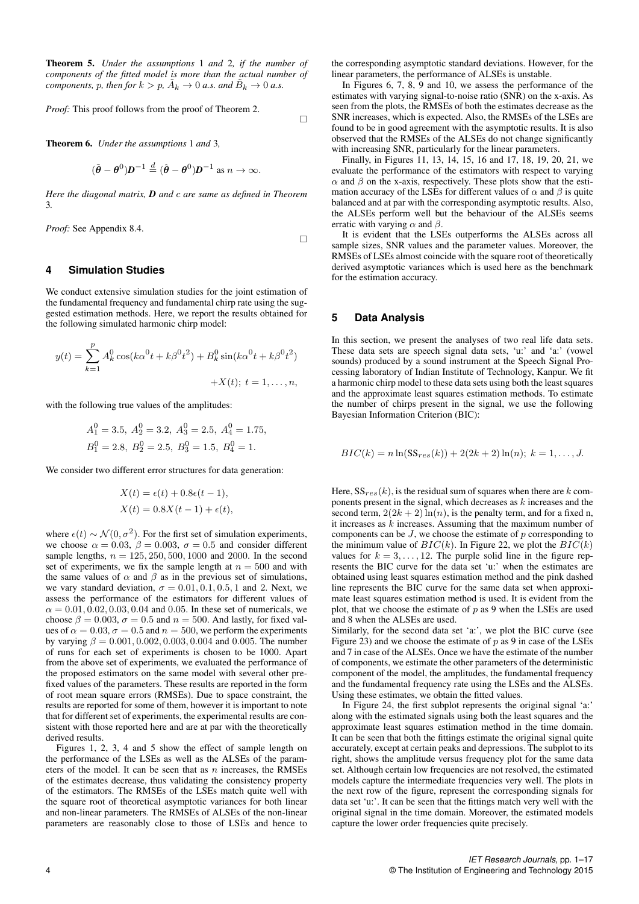**Theorem 5.** *Under the assumptions* 1 *and* 2*, if the number of components of the fitted model is more than the actual number of components, p, then for $k > p$, $\tilde{A}_k \to 0$ a.s. and $\tilde{B}_k \to 0$ a.s.*

*Proof:* This proof follows from the proof of Theorem 2. □

**Theorem 6.** *Under the assumptions* 1 *and* 3*,*

$$(\tilde{\boldsymbol{\theta}} - \boldsymbol{\theta}^0)\boldsymbol{D}^{-1} \stackrel{d}{=} (\hat{\boldsymbol{\theta}} - \boldsymbol{\theta}^0)\boldsymbol{D}^{-1} \text{ as } n \to \infty.$$

*Here the diagonal matrix, $\boldsymbol{D}$ and c are same as defined in Theorem* 3*.*

*Proof:* See Appendix 8.4. □

## 4 Simulation Studies

We conduct extensive simulation studies for the joint estimation of the fundamental frequency and fundamental chirp rate using the suggested estimation methods. Here, we report the results obtained for the following simulated harmonic chirp model:

$$y(t) = \sum_{k=1}^{p} A_k^0 \cos(k\alpha^0 t + k\beta^0 t^2) + B_k^0 \sin(k\alpha^0 t + k\beta^0 t^2) + X(t);\ t = 1, \ldots, n,$$

with the following true values of the amplitudes:

$$A_1^0 = 3.5,\ A_2^0 = 3.2,\ A_3^0 = 2.5,\ A_4^0 = 1.75,$$
$$B_1^0 = 2.8,\ B_2^0 = 2.5,\ B_3^0 = 1.5,\ B_4^0 = 1.$$

We consider two different error structures for data generation:

$$X(t) = \epsilon(t) + 0.8\epsilon(t-1),$$
$$X(t) = 0.8X(t-1) + \epsilon(t),$$

where $\epsilon(t) \sim \mathcal{N}(0, \sigma^2)$. For the first set of simulation experiments, we choose $\alpha = 0.03$, $\beta = 0.003$, $\sigma = 0.5$ and consider different sample lengths, $n = 125, 250, 500, 1000$ and $2000$. In the second set of experiments, we fix the sample length at $n = 500$ and with the same values of $\alpha$ and $\beta$ as in the previous set of simulations, we vary standard deviation, $\sigma = 0.01, 0.1, 0.5, 1$ and $2$. Next, we assess the performance of the estimators for different values of $\alpha = 0.01, 0.02, 0.03, 0.04$ and $0.05$. In these set of numericals, we choose $\beta = 0.003$, $\sigma = 0.5$ and $n = 500$. And lastly, for fixed values of $\alpha = 0.03$, $\sigma = 0.5$ and $n = 500$, we perform the experiments by varying $\beta = 0.001, 0.002, 0.003, 0.004$ and $0.005$. The number of runs for each set of experiments is chosen to be 1000. Apart from the above set of experiments, we evaluated the performance of the proposed estimators on the same model with several other prefixed values of the parameters. These results are reported in the form of root mean square errors (RMSEs). Due to space constraint, the results are reported for some of them, however it is important to note that for different set of experiments, the experimental results are consistent with those reported here and are at par with the theoretically derived results.

Figures 1, 2, 3, 4 and 5 show the effect of sample length on the performance of the LSEs as well as the ALSEs of the parameters of the model. It can be seen that as $n$ increases, the RMSEs of the estimates decrease, thus validating the consistency property of the estimators. The RMSEs of the LSEs match quite well with the square root of theoretical asymptotic variances for both linear and non-linear parameters. The RMSEs of ALSEs of the non-linear parameters are reasonably close to those of LSEs and hence to the corresponding asymptotic standard deviations. However, for the linear parameters, the performance of ALSEs is unstable.

In Figures 6, 7, 8, 9 and 10, we assess the performance of the estimates with varying signal-to-noise ratio (SNR) on the x-axis. As seen from the plots, the RMSEs of both the estimates decrease as the SNR increases, which is expected. Also, the RMSEs of the LSEs are found to be in good agreement with the asymptotic results. It is also observed that the RMSEs of the ALSEs do not change significantly with increasing SNR, particularly for the linear parameters.

Finally, in Figures 11, 13, 14, 15, 16 and 17, 18, 19, 20, 21, we evaluate the performance of the estimators with respect to varying $\alpha$ and $\beta$ on the x-axis, respectively. These plots show that the estimation accuracy of the LSEs for different values of $\alpha$ and $\beta$ is quite balanced and at par with the corresponding asymptotic results. Also, the ALSEs perform well but the behaviour of the ALSEs seems erratic with varying $\alpha$ and $\beta$.

It is evident that the LSEs outperforms the ALSEs across all sample sizes, SNR values and the parameter values. Moreover, the RMSEs of LSEs almost coincide with the square root of theoretically derived asymptotic variances which is used here as the benchmark for the estimation accuracy.

## 5 Data Analysis

In this section, we present the analyses of two real life data sets. These data sets are speech signal data sets, 'u:' and 'a:' (vowel sounds) produced by a sound instrument at the Speech Signal Processing laboratory of Indian Institute of Technology, Kanpur. We fit a harmonic chirp model to these data sets using both the least squares and the approximate least squares estimation methods. To estimate the number of chirps present in the signal, we use the following Bayesian Information Criterion (BIC):

$$BIC(k) = n\ln(\text{SS}_{res}(k)) + 2(2k+2)\ln(n);\ k = 1, \ldots, J.$$

Here, $\text{SS}_{res}(k)$, is the residual sum of squares when there are $k$ components present in the signal, which decreases as $k$ increases and the second term, $2(2k+2)\ln(n)$, is the penalty term, and for a fixed n, it increases as $k$ increases. Assuming that the maximum number of components can be $J$, we choose the estimate of $p$ corresponding to the minimum value of $BIC(k)$. In Figure 22, we plot the $BIC(k)$ values for $k = 3, \ldots, 12$. The purple solid line in the figure represents the BIC curve for the data set 'u:' when the estimates are obtained using least squares estimation method and the pink dashed line represents the BIC curve for the same data set when approximate least squares estimation method is used. It is evident from the plot, that we choose the estimate of $p$ as 9 when the LSEs are used and 8 when the ALSEs are used.

Similarly, for the second data set 'a:', we plot the BIC curve (see Figure 23) and we choose the estimate of $p$ as 9 in case of the LSEs and 7 in case of the ALSEs. Once we have the estimate of the number of components, we estimate the other parameters of the deterministic component of the model, the amplitudes, the fundamental frequency and the fundamental frequency rate using the LSEs and the ALSEs. Using these estimates, we obtain the fitted values.

In Figure 24, the first subplot represents the original signal 'a:' along with the estimated signals using both the least squares and the approximate least squares estimation method in the time domain. It can be seen that both the fittings estimate the original signal quite accurately, except at certain peaks and depressions. The subplot to its right, shows the amplitude versus frequency plot for the same data set. Although certain low frequencies are not resolved, the estimated models capture the intermediate frequencies very well. The plots in the next row of the figure, represent the corresponding signals for data set 'u:'. It can be seen that the fittings match very well with the original signal in the time domain. Moreover, the estimated models capture the lower order frequencies quite precisely.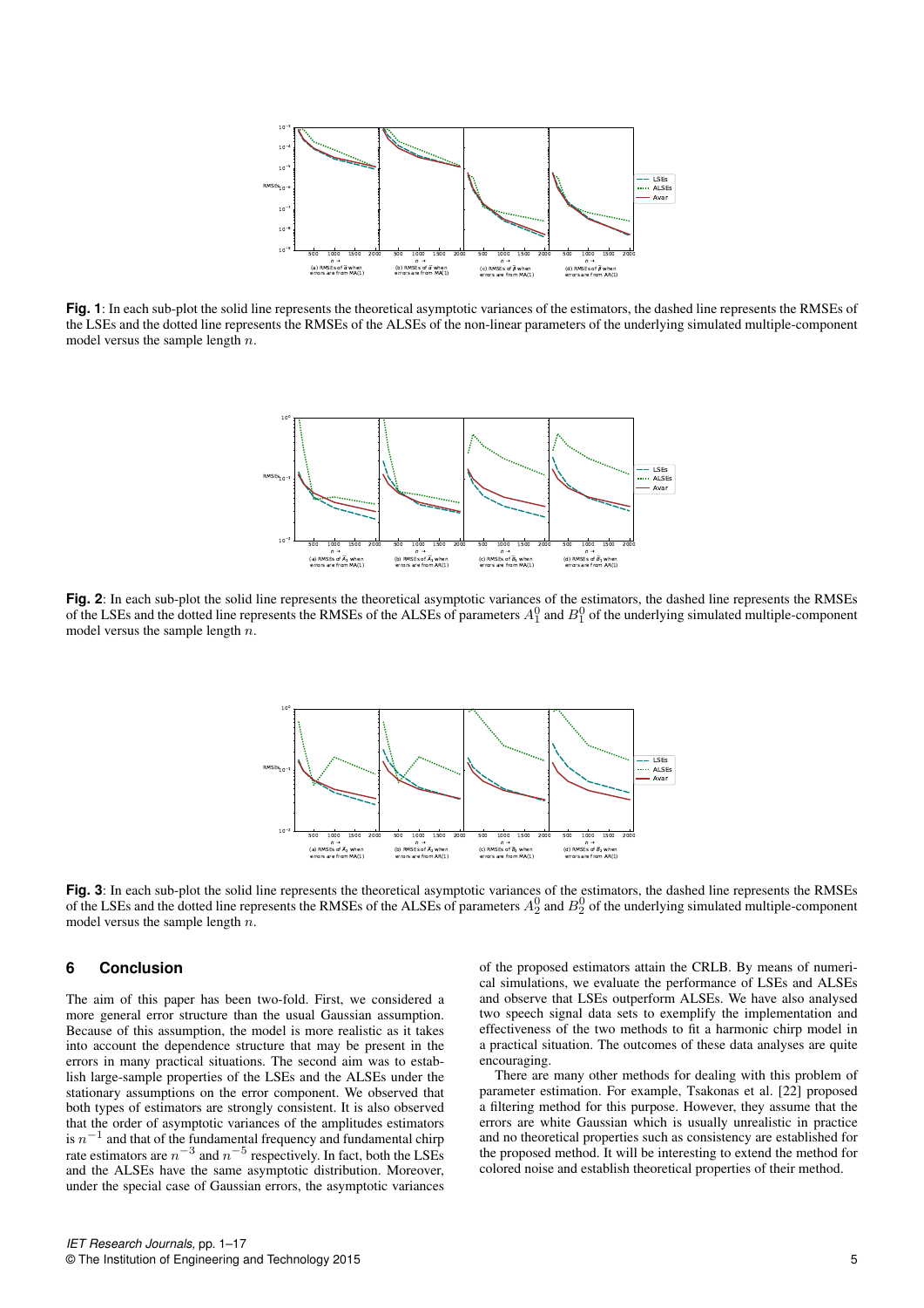**Fig. 1**: In each sub-plot the solid line represents the theoretical asymptotic variances of the estimators, the dashed line represents the RMSEs of the LSEs and the dotted line represents the RMSEs of the ALSEs of the non-linear parameters of the underlying simulated multiple-component model versus the sample length $n$.

**Fig. 2**: In each sub-plot the solid line represents the theoretical asymptotic variances of the estimators, the dashed line represents the RMSEs of the LSEs and the dotted line represents the RMSEs of the ALSEs of parameters $A_1^0$ and $B_1^0$ of the underlying simulated multiple-component model versus the sample length $n$.

**Fig. 3**: In each sub-plot the solid line represents the theoretical asymptotic variances of the estimators, the dashed line represents the RMSEs of the LSEs and the dotted line represents the RMSEs of the ALSEs of parameters $A_2^0$ and $B_2^0$ of the underlying simulated multiple-component model versus the sample length $n$.

## 6 Conclusion

The aim of this paper has been two-fold. First, we considered a more general error structure than the usual Gaussian assumption. Because of this assumption, the model is more realistic as it takes into account the dependence structure that may be present in the errors in many practical situations. The second aim was to establish large-sample properties of the LSEs and the ALSEs under the stationary assumptions on the error component. We observed that both types of estimators are strongly consistent. It is also observed that the order of asymptotic variances of the amplitudes estimators is $n^{-1}$ and that of the fundamental frequency and fundamental chirp rate estimators are $n^{-3}$ and $n^{-5}$ respectively. In fact, both the LSEs and the ALSEs have the same asymptotic distribution. Moreover, under the special case of Gaussian errors, the asymptotic variances of the proposed estimators attain the CRLB. By means of numerical simulations, we evaluate the performance of LSEs and ALSEs and observe that LSEs outperform ALSEs. We have also analysed two speech signal data sets to exemplify the implementation and effectiveness of the two methods to fit a harmonic chirp model in a practical situation. The outcomes of these data analyses are quite encouraging.

There are many other methods for dealing with this problem of parameter estimation. For example, Tsakonas et al. [22] proposed a filtering method for this purpose. However, they assume that the errors are white Gaussian which is usually unrealistic in practice and no theoretical properties such as consistency are established for the proposed method. It will be interesting to extend the method for colored noise and establish theoretical properties of their method.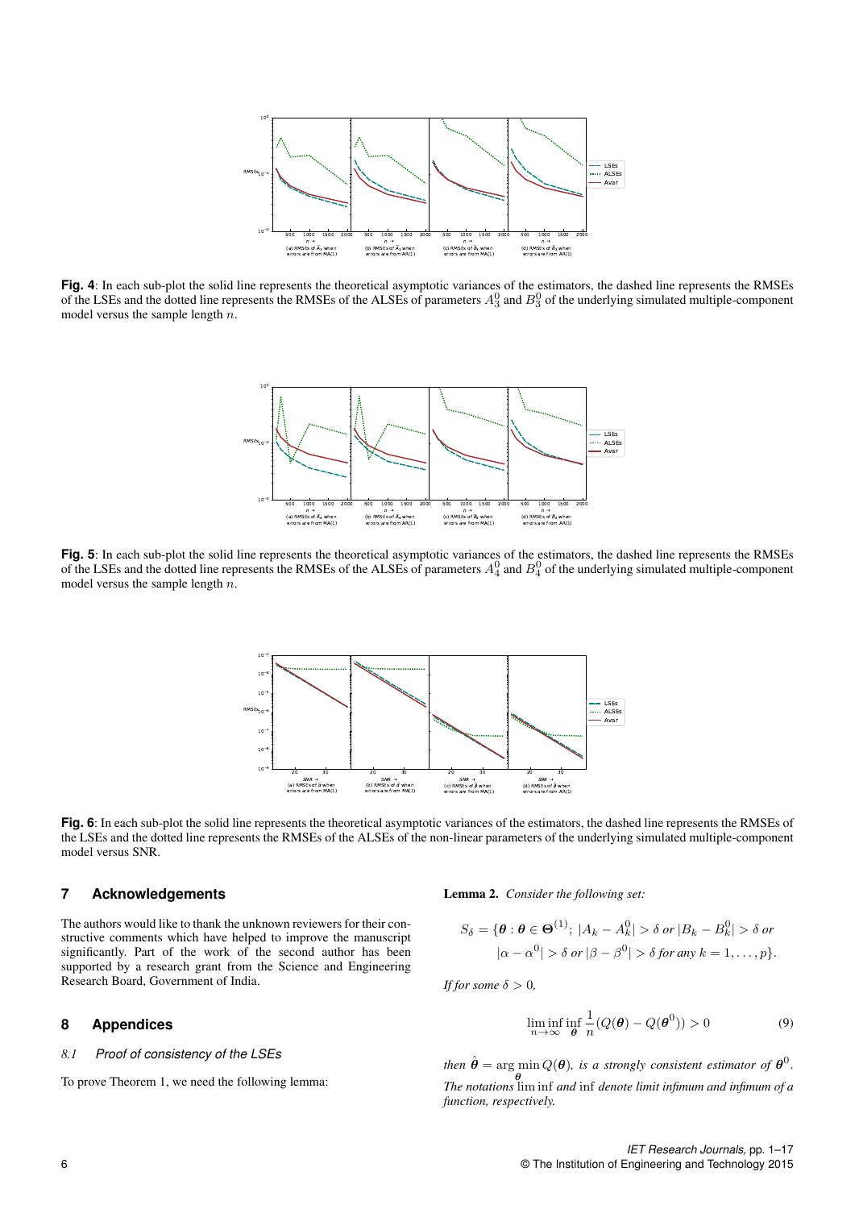**Fig. 4**: In each sub-plot the solid line represents the theoretical asymptotic variances of the estimators, the dashed line represents the RMSEs of the LSEs and the dotted line represents the RMSEs of the ALSEs of parameters $A_3^0$ and $B_3^0$ of the underlying simulated multiple-component model versus the sample length $n$.

**Fig. 5**: In each sub-plot the solid line represents the theoretical asymptotic variances of the estimators, the dashed line represents the RMSEs of the LSEs and the dotted line represents the RMSEs of the ALSEs of parameters $A_4^0$ and $B_4^0$ of the underlying simulated multiple-component model versus the sample length $n$.

**Fig. 6**: In each sub-plot the solid line represents the theoretical asymptotic variances of the estimators, the dashed line represents the RMSEs of the LSEs and the dotted line represents the RMSEs of the ALSEs of the non-linear parameters of the underlying simulated multiple-component model versus SNR.

## 7 Acknowledgements

The authors would like to thank the unknown reviewers for their constructive comments which have helped to improve the manuscript significantly. Part of the work of the second author has been supported by a research grant from the Science and Engineering Research Board, Government of India.

## 8 Appendices

### 8.1 Proof of consistency of the LSEs

To prove Theorem 1, we need the following lemma:

**Lemma 2.** *Consider the following set:*

$$S_\delta = \{\boldsymbol{\theta} : \boldsymbol{\theta} \in \boldsymbol{\Theta}^{(1)};\ |A_k - A_k^0| > \delta \text{ or } |B_k - B_k^0| > \delta \text{ or } |\alpha - \alpha^0| > \delta \text{ or } |\beta - \beta^0| > \delta \text{ for any } k = 1, \ldots, p\}.$$

*If for some $\delta > 0$,*

$$\liminf_{n\to\infty} \inf_{\boldsymbol{\theta}} \frac{1}{n}(Q(\boldsymbol{\theta}) - Q(\boldsymbol{\theta}^0)) > 0 \tag{9}$$

*then $\hat{\boldsymbol{\theta}} = \arg\min_{\boldsymbol{\theta}} Q(\boldsymbol{\theta})$, is a strongly consistent estimator of $\boldsymbol{\theta}^0$. The notations $\liminf$ and $\inf$ denote limit infimum and infimum of a function, respectively.*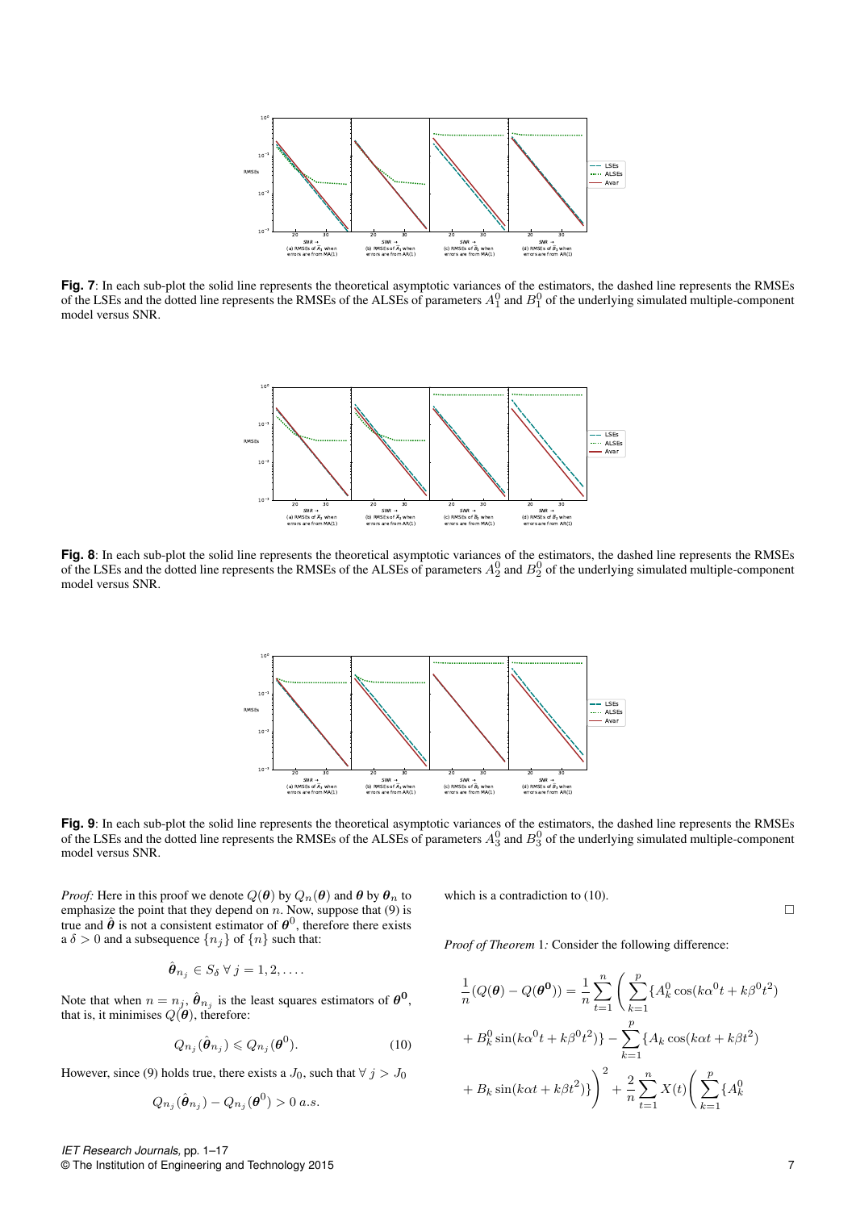**Fig. 7**: In each sub-plot the solid line represents the theoretical asymptotic variances of the estimators, the dashed line represents the RMSEs of the LSEs and the dotted line represents the RMSEs of the ALSEs of parameters $A_1^0$ and $B_1^0$ of the underlying simulated multiple-component model versus SNR.

**Fig. 8**: In each sub-plot the solid line represents the theoretical asymptotic variances of the estimators, the dashed line represents the RMSEs of the LSEs and the dotted line represents the RMSEs of the ALSEs of parameters $A_2^0$ and $B_2^0$ of the underlying simulated multiple-component model versus SNR.

**Fig. 9**: In each sub-plot the solid line represents the theoretical asymptotic variances of the estimators, the dashed line represents the RMSEs of the LSEs and the dotted line represents the RMSEs of the ALSEs of parameters $A_3^0$ and $B_3^0$ of the underlying simulated multiple-component model versus SNR.

*Proof:* Here in this proof we denote $Q(\boldsymbol{\theta})$ by $Q_n(\boldsymbol{\theta})$ and $\boldsymbol{\theta}$ by $\boldsymbol{\theta}_n$ to emphasize the point that they depend on $n$. Now, suppose that (9) is true and $\hat{\boldsymbol{\theta}}$ is not a consistent estimator of $\boldsymbol{\theta}^0$, therefore there exists a $\delta > 0$ and a subsequence $\{n_j\}$ of $\{n\}$ such that:

$$\hat{\boldsymbol{\theta}}_{n_j} \in S_\delta \ \forall \ j = 1, 2, \ldots .$$

Note that when $n = n_j$, $\hat{\boldsymbol{\theta}}_{n_j}$ is the least squares estimators of $\boldsymbol{\theta}^{\mathbf{0}}$, that is, it minimises $Q(\boldsymbol{\theta})$, therefore:

$$Q_{n_j}(\hat{\boldsymbol{\theta}}_{n_j}) \leqslant Q_{n_j}(\boldsymbol{\theta}^0). \tag{10}$$

However, since (9) holds true, there exists a $J_0$, such that $\forall \ j > J_0$

$$Q_{n_j}(\hat{\boldsymbol{\theta}}_{n_j}) - Q_{n_j}(\boldsymbol{\theta}^0) > 0 \ a.s.$$

which is a contradiction to (10).

$\square$

*Proof of Theorem* 1*:* Consider the following difference:

$$\frac{1}{n}(Q(\boldsymbol{\theta}) - Q(\boldsymbol{\theta}^{\mathbf{0}})) = \frac{1}{n}\sum_{t=1}^{n}\Bigg(\sum_{k=1}^{p}\{A_k^0\cos(k\alpha^0 t + k\beta^0 t^2)$$
$$+ B_k^0\sin(k\alpha^0 t + k\beta^0 t^2)\} - \sum_{k=1}^{p}\{A_k\cos(k\alpha t + k\beta t^2)$$
$$+ B_k\sin(k\alpha t + k\beta t^2)\}\Bigg)^2 + \frac{2}{n}\sum_{t=1}^{n}X(t)\Bigg(\sum_{k=1}^{p}\{A_k^0$$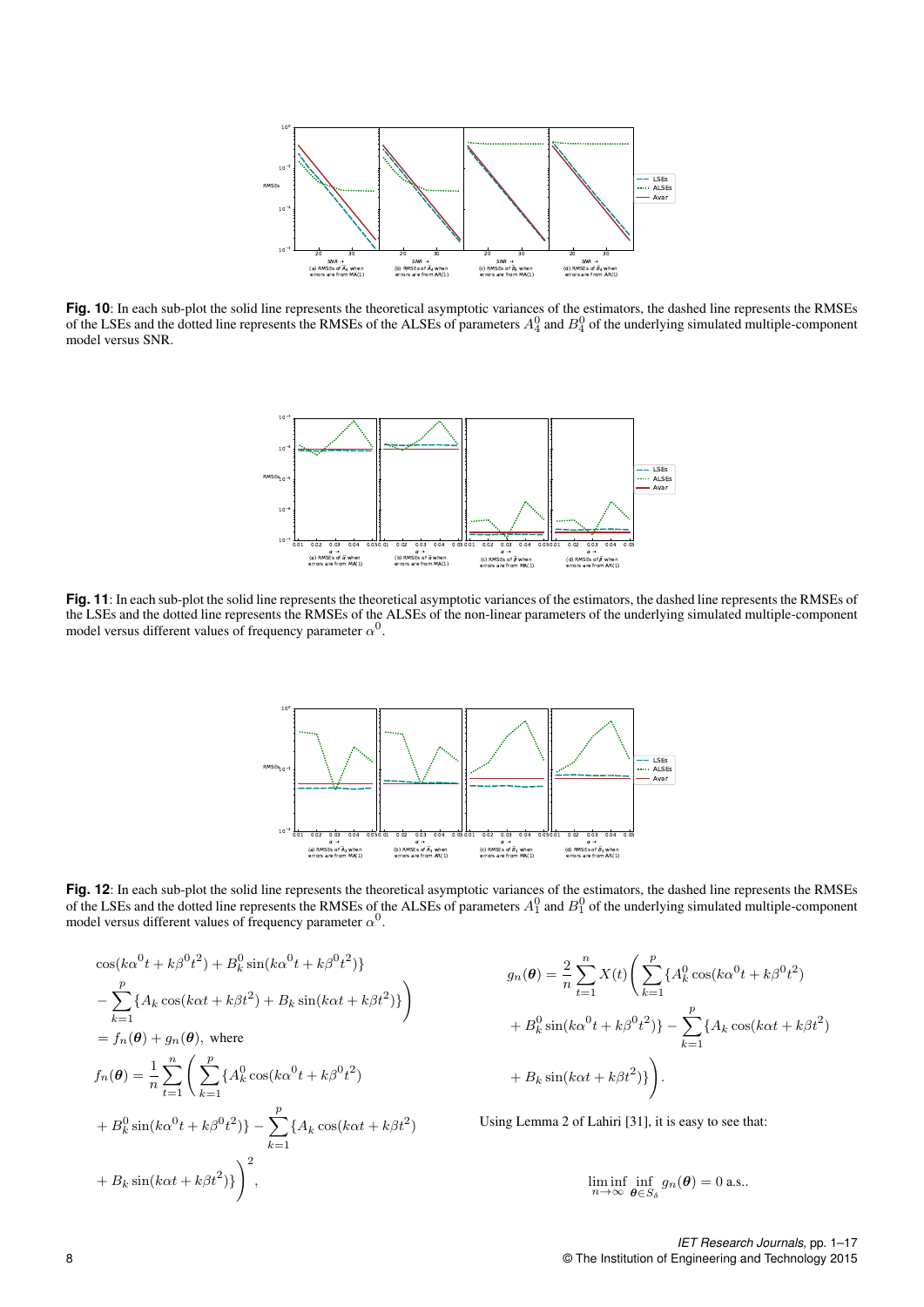**Fig. 10**: In each sub-plot the solid line represents the theoretical asymptotic variances of the estimators, the dashed line represents the RMSEs of the LSEs and the dotted line represents the RMSEs of the ALSEs of parameters $A_4^0$ and $B_4^0$ of the underlying simulated multiple-component model versus SNR.

**Fig. 11**: In each sub-plot the solid line represents the theoretical asymptotic variances of the estimators, the dashed line represents the RMSEs of the LSEs and the dotted line represents the RMSEs of the ALSEs of the non-linear parameters of the underlying simulated multiple-component model versus different values of frequency parameter $\alpha^0$.

**Fig. 12**: In each sub-plot the solid line represents the theoretical asymptotic variances of the estimators, the dashed line represents the RMSEs of the LSEs and the dotted line represents the RMSEs of the ALSEs of parameters $A_1^0$ and $B_1^0$ of the underlying simulated multiple-component model versus different values of frequency parameter $\alpha^0$.

$$\cos(k{\alpha^0}t + k{\beta^0}t^2) + B_k^0 \sin(k{\alpha^0}t + k{\beta^0}t^2)\}$$

$$- \sum_{k=1}^{p}\{A_k \cos(k\alpha t + k\beta t^2) + B_k \sin(k\alpha t + k\beta t^2)\}\Bigg)$$

$$= f_n(\boldsymbol{\theta}) + g_n(\boldsymbol{\theta}), \text{ where}$$

$$f_n(\boldsymbol{\theta}) = \frac{1}{n}\sum_{t=1}^{n}\Bigg(\sum_{k=1}^{p}\{A_k^0 \cos(k{\alpha^0}t + k{\beta^0}t^2)$$

$$+ B_k^0 \sin(k{\alpha^0}t + k{\beta^0}t^2)\} - \sum_{k=1}^{p}\{A_k \cos(k\alpha t + k\beta t^2)$$

$$+ B_k \sin(k\alpha t + k\beta t^2)\}\Bigg)^2,$$

$$g_n(\boldsymbol{\theta}) = \frac{2}{n}\sum_{t=1}^{n}X(t)\Bigg(\sum_{k=1}^{p}\{A_k^0 \cos(k{\alpha^0}t + k{\beta^0}t^2)$$

$$+ B_k^0 \sin(k{\alpha^0}t + k{\beta^0}t^2)\} - \sum_{k=1}^{p}\{A_k \cos(k\alpha t + k\beta t^2)$$

$$+ B_k \sin(k\alpha t + k\beta t^2)\}\Bigg).$$

Using Lemma 2 of Lahiri [31], it is easy to see that:

$$\liminf_{n\to\infty}\inf_{\boldsymbol{\theta}\in S_\delta} g_n(\boldsymbol{\theta}) = 0 \text{ a.s..}$$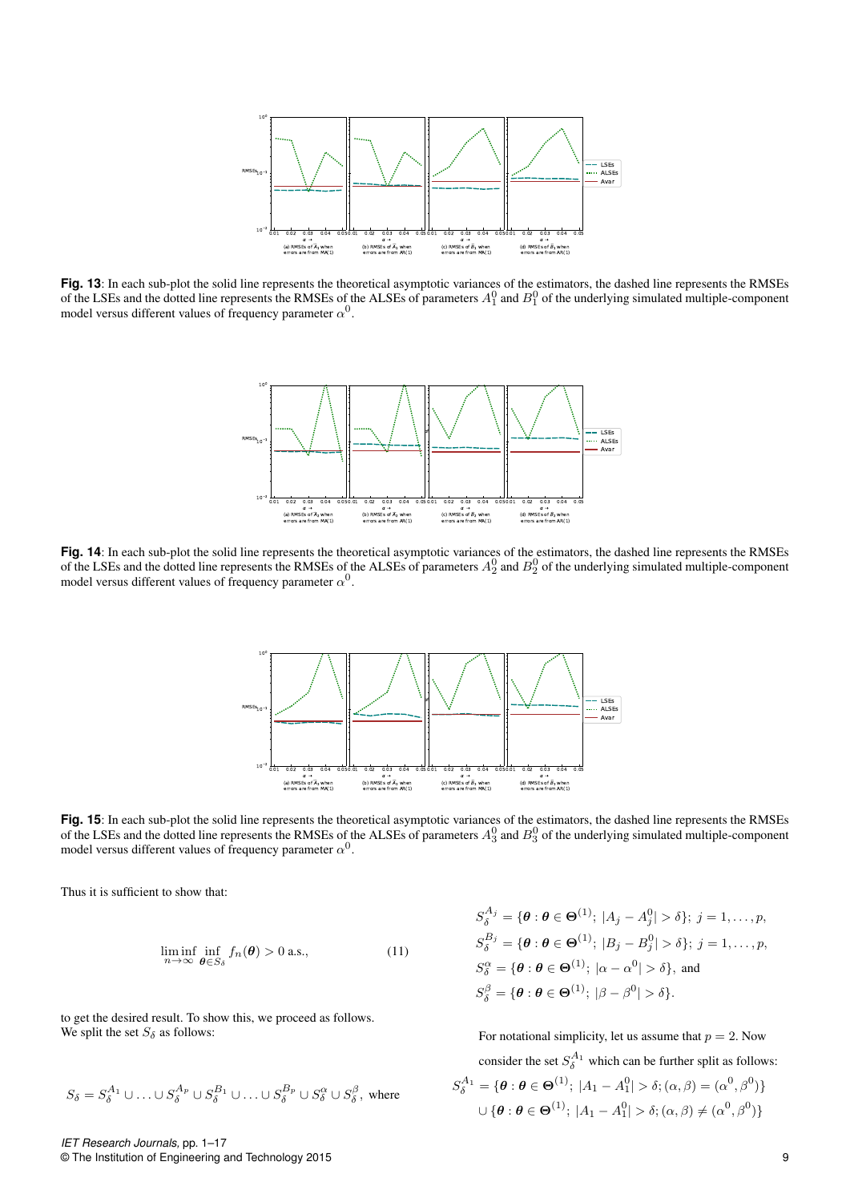**Fig. 13**: In each sub-plot the solid line represents the theoretical asymptotic variances of the estimators, the dashed line represents the RMSEs of the LSEs and the dotted line represents the RMSEs of the ALSEs of parameters $A_1^0$ and $B_1^0$ of the underlying simulated multiple-component model versus different values of frequency parameter $\alpha^0$.

**Fig. 14**: In each sub-plot the solid line represents the theoretical asymptotic variances of the estimators, the dashed line represents the RMSEs of the LSEs and the dotted line represents the RMSEs of the ALSEs of parameters $A_2^0$ and $B_2^0$ of the underlying simulated multiple-component model versus different values of frequency parameter $\alpha^0$.

**Fig. 15**: In each sub-plot the solid line represents the theoretical asymptotic variances of the estimators, the dashed line represents the RMSEs of the LSEs and the dotted line represents the RMSEs of the ALSEs of parameters $A_3^0$ and $B_3^0$ of the underlying simulated multiple-component model versus different values of frequency parameter $\alpha^0$.

Thus it is sufficient to show that:

$$\liminf_{n\to\infty} \inf_{\boldsymbol{\theta} \in S_\delta} f_n(\boldsymbol{\theta}) > 0 \text{ a.s.}, \tag{11}$$

to get the desired result. To show this, we proceed as follows. We split the set $S_\delta$ as follows:

$$S_\delta = S_\delta^{A_1} \cup \ldots \cup S_\delta^{A_p} \cup S_\delta^{B_1} \cup \ldots \cup S_\delta^{B_p} \cup S_\delta^{\alpha} \cup S_\delta^{\beta}, \text{ where}$$

$$\begin{aligned}
S_\delta^{A_j} &= \{\boldsymbol{\theta} : \boldsymbol{\theta} \in \boldsymbol{\Theta}^{(1)};\ |A_j - A_j^0| > \delta\};\ j = 1, \ldots, p,\\
S_\delta^{B_j} &= \{\boldsymbol{\theta} : \boldsymbol{\theta} \in \boldsymbol{\Theta}^{(1)};\ |B_j - B_j^0| > \delta\};\ j = 1, \ldots, p,\\
S_\delta^{\alpha} &= \{\boldsymbol{\theta} : \boldsymbol{\theta} \in \boldsymbol{\Theta}^{(1)};\ |\alpha - \alpha^0| > \delta\}, \text{ and}\\
S_\delta^{\beta} &= \{\boldsymbol{\theta} : \boldsymbol{\theta} \in \boldsymbol{\Theta}^{(1)};\ |\beta - \beta^0| > \delta\}.
\end{aligned}$$

For notational simplicity, let us assume that $p = 2$. Now consider the set $S_\delta^{A_1}$ which can be further split as follows:

$$\begin{aligned}
S_\delta^{A_1} &= \{\boldsymbol{\theta} : \boldsymbol{\theta} \in \boldsymbol{\Theta}^{(1)};\ |A_1 - A_1^0| > \delta; (\alpha, \beta) = (\alpha^0, \beta^0)\}\\
&\cup \{\boldsymbol{\theta} : \boldsymbol{\theta} \in \boldsymbol{\Theta}^{(1)};\ |A_1 - A_1^0| > \delta; (\alpha, \beta) \neq (\alpha^0, \beta^0)\}
\end{aligned}$$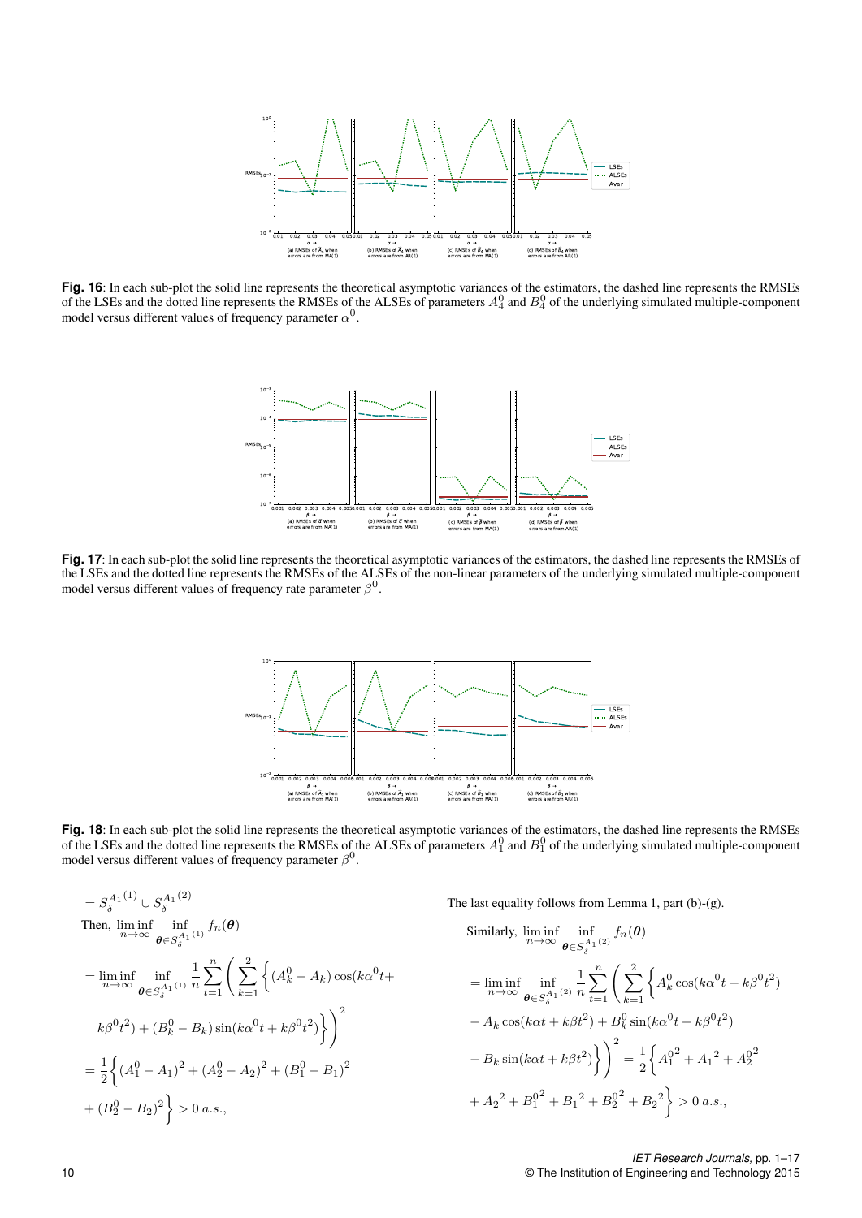**Fig. 16**: In each sub-plot the solid line represents the theoretical asymptotic variances of the estimators, the dashed line represents the RMSEs of the LSEs and the dotted line represents the RMSEs of the ALSEs of parameters $A_4^0$ and $B_4^0$ of the underlying simulated multiple-component model versus different values of frequency parameter $\alpha^0$.

**Fig. 17**: In each sub-plot the solid line represents the theoretical asymptotic variances of the estimators, the dashed line represents the RMSEs of the LSEs and the dotted line represents the RMSEs of the ALSEs of the non-linear parameters of the underlying simulated multiple-component model versus different values of frequency rate parameter $\beta^0$.

**Fig. 18**: In each sub-plot the solid line represents the theoretical asymptotic variances of the estimators, the dashed line represents the RMSEs of the LSEs and the dotted line represents the RMSEs of the ALSEs of parameters $A_1^0$ and $B_1^0$ of the underlying simulated multiple-component model versus different values of frequency parameter $\beta^0$.

$$= S_\delta^{A_1(1)} \cup S_\delta^{A_1(2)}$$

Then, $\liminf\limits_{n\to\infty} \inf\limits_{\boldsymbol{\theta}\in S_\delta^{A_1(1)}} f_n(\boldsymbol{\theta})$

$$= \liminf_{n\to\infty} \inf_{\boldsymbol{\theta}\in S_\delta^{A_1(1)}} \frac{1}{n}\sum_{t=1}^{n}\left(\sum_{k=1}^{2}\left\{(A_k^0 - A_k)\cos(k\alpha^0 t + k\beta^0 t^2) + (B_k^0 - B_k)\sin(k\alpha^0 t + k\beta^0 t^2)\right\}\right)^2$$

$$= \frac{1}{2}\left\{(A_1^0 - A_1)^2 + (A_2^0 - A_2)^2 + (B_1^0 - B_1)^2 + (B_2^0 - B_2)^2\right\} > 0 \; a.s.,$$

The last equality follows from Lemma 1, part (b)-(g).

Similarly, $\liminf\limits_{n\to\infty} \inf\limits_{\boldsymbol{\theta}\in S_\delta^{A_1(2)}} f_n(\boldsymbol{\theta})$

$$= \liminf_{n\to\infty} \inf_{\boldsymbol{\theta}\in S_\delta^{A_1(2)}} \frac{1}{n}\sum_{t=1}^{n}\left(\sum_{k=1}^{2}\left\{A_k^0\cos(k\alpha^0 t + k\beta^0 t^2) - A_k\cos(k\alpha t + k\beta t^2) + B_k^0\sin(k\alpha^0 t + k\beta^0 t^2) - B_k\sin(k\alpha t + k\beta t^2)\right\}\right)^2 = \frac{1}{2}\left\{{A_1^0}^2 + {A_1}^2 + {A_2^0}^2 + {A_2}^2 + {B_1^0}^2 + {B_1}^2 + {B_2^0}^2 + {B_2}^2\right\} > 0 \; a.s.,$$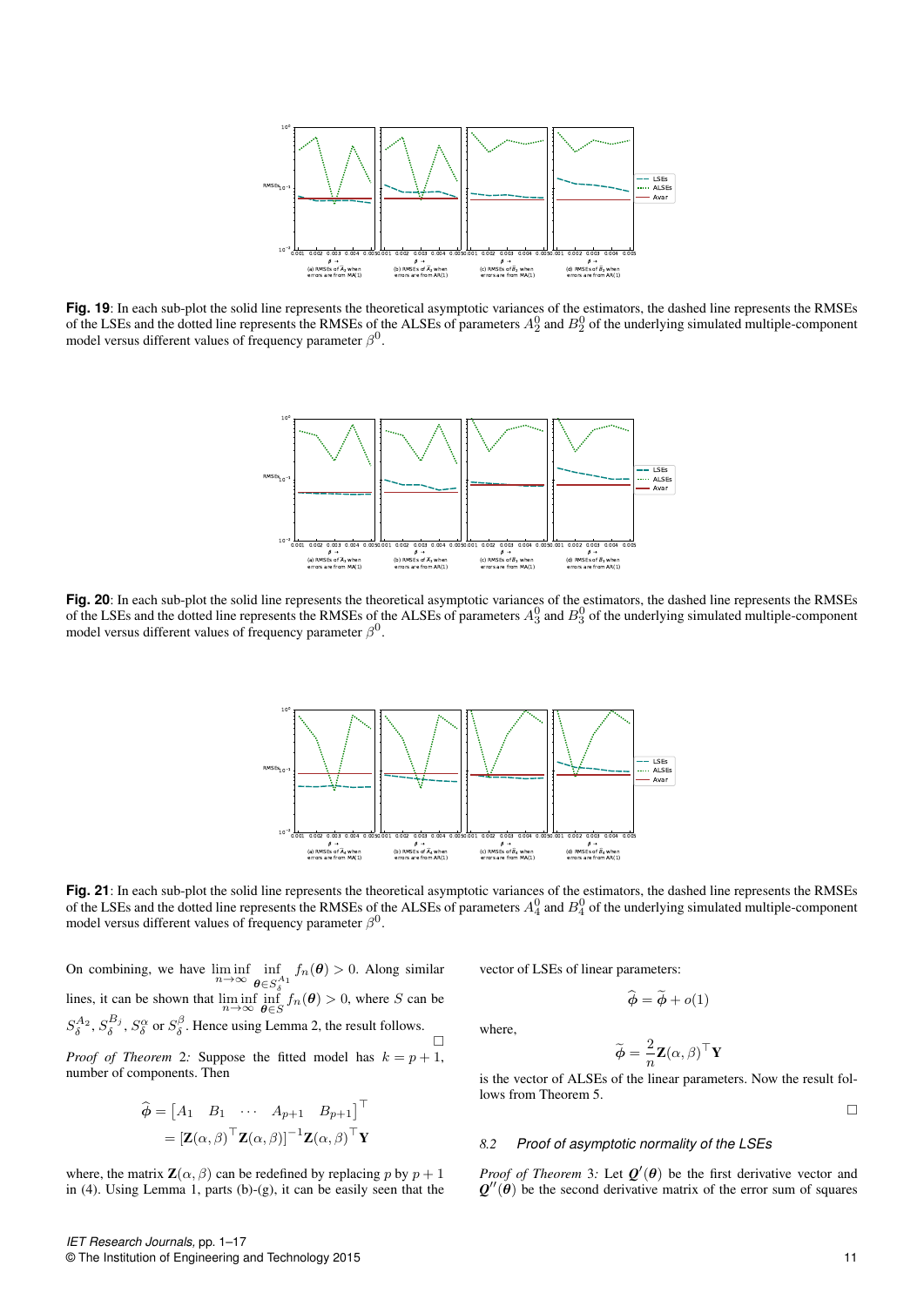**Fig. 19**: In each sub-plot the solid line represents the theoretical asymptotic variances of the estimators, the dashed line represents the RMSEs of the LSEs and the dotted line represents the RMSEs of the ALSEs of parameters $A_2^0$ and $B_2^0$ of the underlying simulated multiple-component model versus different values of frequency parameter $\beta^0$.

**Fig. 20**: In each sub-plot the solid line represents the theoretical asymptotic variances of the estimators, the dashed line represents the RMSEs of the LSEs and the dotted line represents the RMSEs of the ALSEs of parameters $A_3^0$ and $B_3^0$ of the underlying simulated multiple-component model versus different values of frequency parameter $\beta^0$.

**Fig. 21**: In each sub-plot the solid line represents the theoretical asymptotic variances of the estimators, the dashed line represents the RMSEs of the LSEs and the dotted line represents the RMSEs of the ALSEs of parameters $A_4^0$ and $B_4^0$ of the underlying simulated multiple-component model versus different values of frequency parameter $\beta^0$.

On combining, we have $\liminf\limits_{n\to\infty} \inf\limits_{\boldsymbol{\theta}\in S_{\delta}^{A_1}} f_n(\boldsymbol{\theta}) > 0$. Along similar lines, it can be shown that $\liminf\limits_{n\to\infty} \inf\limits_{\boldsymbol{\theta}\in S} f_n(\boldsymbol{\theta}) > 0$, where $S$ can be $S_{\delta}^{A_2}$, $S_{\delta}^{B_j}$, $S_{\delta}^{\alpha}$ or $S_{\delta}^{\beta}$. Hence using Lemma 2, the result follows. □

*Proof of Theorem 2:* Suppose the fitted model has $k = p+1$, number of components. Then

$$
\begin{aligned}
\widehat{\boldsymbol{\phi}} &= \begin{bmatrix} A_1 & B_1 & \cdots & A_{p+1} & B_{p+1} \end{bmatrix}^{\top} \\
&= [\mathbf{Z}(\alpha,\beta)^{\top}\mathbf{Z}(\alpha,\beta)]^{-1}\mathbf{Z}(\alpha,\beta)^{\top}\mathbf{Y}
\end{aligned}
$$

where, the matrix $\mathbf{Z}(\alpha,\beta)$ can be redefined by replacing $p$ by $p+1$ in (4). Using Lemma 1, parts (b)-(g), it can be easily seen that the vector of LSEs of linear parameters:

$$
\widehat{\boldsymbol{\phi}} = \widetilde{\boldsymbol{\phi}} + o(1)
$$

where,

$$
\widetilde{\boldsymbol{\phi}} = \frac{2}{n}\mathbf{Z}(\alpha,\beta)^{\top}\mathbf{Y}
$$

is the vector of ALSEs of the linear parameters. Now the result follows from Theorem 5. □

### 8.2 Proof of asymptotic normality of the LSEs

*Proof of Theorem 3:* Let $\boldsymbol{Q}'(\boldsymbol{\theta})$ be the first derivative vector and $\boldsymbol{Q}''(\boldsymbol{\theta})$ be the second derivative matrix of the error sum of squares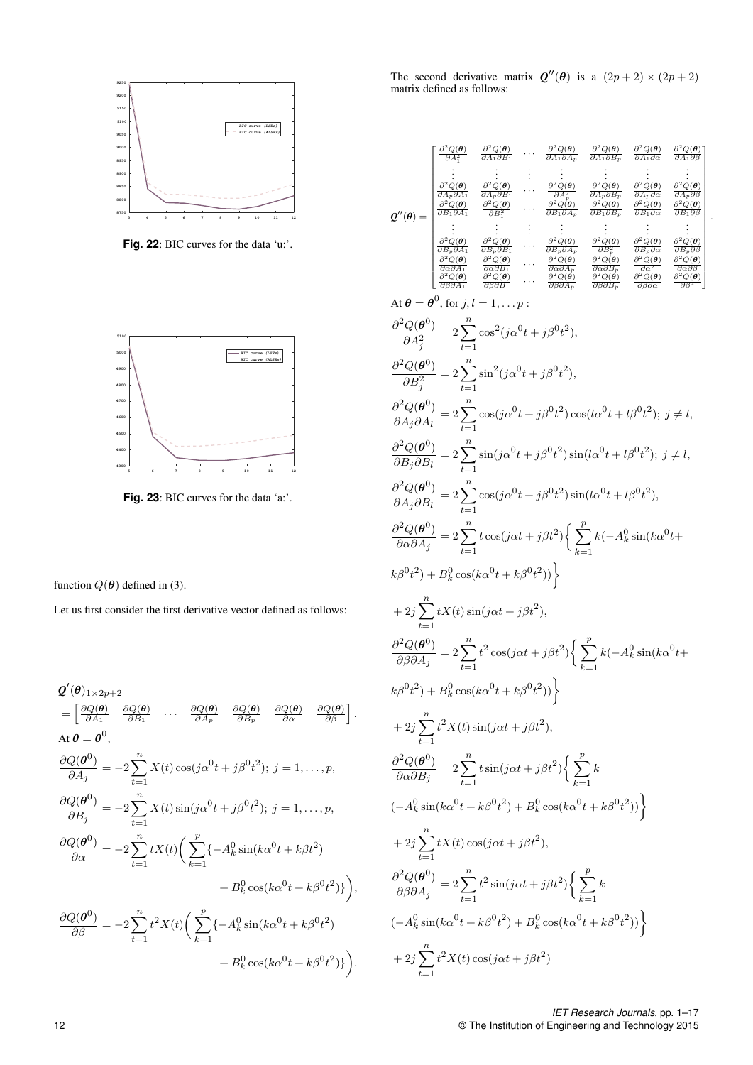Fig. 22: BIC curves for the data 'u:'.

Fig. 23: BIC curves for the data 'a:'.

function $Q(\boldsymbol{\theta})$ defined in (3).

Let us first consider the first derivative vector defined as follows:

$$\boldsymbol{Q}'(\boldsymbol{\theta})_{1\times 2p+2} = \begin{bmatrix} \frac{\partial Q(\boldsymbol{\theta})}{\partial A_1} & \frac{\partial Q(\boldsymbol{\theta})}{\partial B_1} & \cdots & \frac{\partial Q(\boldsymbol{\theta})}{\partial A_p} & \frac{\partial Q(\boldsymbol{\theta})}{\partial B_p} & \frac{\partial Q(\boldsymbol{\theta})}{\partial \alpha} & \frac{\partial Q(\boldsymbol{\theta})}{\partial \beta} \end{bmatrix}.$$

At $\boldsymbol{\theta} = \boldsymbol{\theta}^0$,

$$\frac{\partial Q(\boldsymbol{\theta}^0)}{\partial A_j} = -2\sum_{t=1}^{n} X(t)\cos(j\alpha^0 t + j\beta^0 t^2);\ j = 1, \ldots, p,$$

$$\frac{\partial Q(\boldsymbol{\theta}^0)}{\partial B_j} = -2\sum_{t=1}^{n} X(t)\sin(j\alpha^0 t + j\beta^0 t^2);\ j = 1, \ldots, p,$$

$$\frac{\partial Q(\boldsymbol{\theta}^0)}{\partial \alpha} = -2\sum_{t=1}^{n} tX(t)\bigg(\sum_{k=1}^{p}\{-A_k^0\sin(k\alpha^0 t + k\beta t^2) + B_k^0\cos(k\alpha^0 t + k\beta^0 t^2)\}\bigg),$$

$$\frac{\partial Q(\boldsymbol{\theta}^0)}{\partial \beta} = -2\sum_{t=1}^{n} t^2X(t)\bigg(\sum_{k=1}^{p}\{-A_k^0\sin(k\alpha^0 t + k\beta^0 t^2) + B_k^0\cos(k\alpha^0 t + k\beta^0 t^2)\}\bigg).$$

The second derivative matrix $\boldsymbol{Q}''(\boldsymbol{\theta})$ is a $(2p+2)\times(2p+2)$ matrix defined as follows:

$$\boldsymbol{Q}''(\boldsymbol{\theta}) = \begin{bmatrix}
\frac{\partial^2 Q(\boldsymbol{\theta})}{\partial A_1^2} & \frac{\partial^2 Q(\boldsymbol{\theta})}{\partial A_1\partial B_1} & \cdots & \frac{\partial^2 Q(\boldsymbol{\theta})}{\partial A_1\partial A_p} & \frac{\partial^2 Q(\boldsymbol{\theta})}{\partial A_1\partial B_p} & \frac{\partial^2 Q(\boldsymbol{\theta})}{\partial A_1\partial \alpha} & \frac{\partial^2 Q(\boldsymbol{\theta})}{\partial A_1\partial \beta} \\
\vdots & \vdots & \vdots & \vdots & \vdots & \vdots & \vdots \\
\frac{\partial^2 Q(\boldsymbol{\theta})}{\partial A_p\partial A_1} & \frac{\partial^2 Q(\boldsymbol{\theta})}{\partial A_p\partial B_1} & \cdots & \frac{\partial^2 Q(\boldsymbol{\theta})}{\partial A_p^2} & \frac{\partial^2 Q(\boldsymbol{\theta})}{\partial A_p\partial B_p} & \frac{\partial^2 Q(\boldsymbol{\theta})}{\partial A_p\partial \alpha} & \frac{\partial^2 Q(\boldsymbol{\theta})}{\partial A_p\partial \beta} \\
\frac{\partial^2 Q(\boldsymbol{\theta})}{\partial B_1\partial A_1} & \frac{\partial^2 Q(\boldsymbol{\theta})}{\partial B_1^2} & \cdots & \frac{\partial^2 Q(\boldsymbol{\theta})}{\partial B_1\partial A_p} & \frac{\partial^2 Q(\boldsymbol{\theta})}{\partial B_1\partial B_p} & \frac{\partial^2 Q(\boldsymbol{\theta})}{\partial B_1\partial \alpha} & \frac{\partial^2 Q(\boldsymbol{\theta})}{\partial B_1\partial \beta} \\
\vdots & \vdots & \vdots & \vdots & \vdots & \vdots & \vdots \\
\frac{\partial^2 Q(\boldsymbol{\theta})}{\partial B_p\partial A_1} & \frac{\partial^2 Q(\boldsymbol{\theta})}{\partial B_p\partial B_1} & \cdots & \frac{\partial^2 Q(\boldsymbol{\theta})}{\partial B_p\partial A_p} & \frac{\partial^2 Q(\boldsymbol{\theta})}{\partial B_p^2} & \frac{\partial^2 Q(\boldsymbol{\theta})}{\partial B_p\partial \alpha} & \frac{\partial^2 Q(\boldsymbol{\theta})}{\partial B_p\partial \beta} \\
\frac{\partial^2 Q(\boldsymbol{\theta})}{\partial \alpha\partial A_1} & \frac{\partial^2 Q(\boldsymbol{\theta})}{\partial \alpha\partial B_1} & \cdots & \frac{\partial^2 Q(\boldsymbol{\theta})}{\partial \alpha\partial A_p} & \frac{\partial^2 Q(\boldsymbol{\theta})}{\partial \alpha\partial B_p} & \frac{\partial^2 Q(\boldsymbol{\theta})}{\partial \alpha^2} & \frac{\partial^2 Q(\boldsymbol{\theta})}{\partial \alpha\partial \beta} \\
\frac{\partial^2 Q(\boldsymbol{\theta})}{\partial \beta\partial A_1} & \frac{\partial^2 Q(\boldsymbol{\theta})}{\partial \beta\partial B_1} & \cdots & \frac{\partial^2 Q(\boldsymbol{\theta})}{\partial \beta\partial A_p} & \frac{\partial^2 Q(\boldsymbol{\theta})}{\partial \beta\partial B_p} & \frac{\partial^2 Q(\boldsymbol{\theta})}{\partial \beta\partial \alpha} & \frac{\partial^2 Q(\boldsymbol{\theta})}{\partial \beta^2}
\end{bmatrix}.$$

At $\boldsymbol{\theta} = \boldsymbol{\theta}^0$, for $j, l = 1, \ldots p$ :

$$\frac{\partial^2 Q(\boldsymbol{\theta}^0)}{\partial A_j^2} = 2\sum_{t=1}^{n}\cos^2(j\alpha^0 t + j\beta^0 t^2),$$

$$\frac{\partial^2 Q(\boldsymbol{\theta}^0)}{\partial B_j^2} = 2\sum_{t=1}^{n}\sin^2(j\alpha^0 t + j\beta^0 t^2),$$

$$\frac{\partial^2 Q(\boldsymbol{\theta}^0)}{\partial A_j\partial A_l} = 2\sum_{t=1}^{n}\cos(j\alpha^0 t + j\beta^0 t^2)\cos(l\alpha^0 t + l\beta^0 t^2);\ j \neq l,$$

$$\frac{\partial^2 Q(\boldsymbol{\theta}^0)}{\partial B_j\partial B_l} = 2\sum_{t=1}^{n}\sin(j\alpha^0 t + j\beta^0 t^2)\sin(l\alpha^0 t + l\beta^0 t^2);\ j \neq l,$$

$$\frac{\partial^2 Q(\boldsymbol{\theta}^0)}{\partial A_j\partial B_l} = 2\sum_{t=1}^{n}\cos(j\alpha^0 t + j\beta^0 t^2)\sin(l\alpha^0 t + l\beta^0 t^2),$$

$$\frac{\partial^2 Q(\boldsymbol{\theta}^0)}{\partial \alpha\partial A_j} = 2\sum_{t=1}^{n} t\cos(j\alpha t + j\beta t^2)\bigg\{\sum_{k=1}^{p} k(-A_k^0\sin(k\alpha^0 t + k\beta^0 t^2) + B_k^0\cos(k\alpha^0 t + k\beta^0 t^2))\bigg\} + 2j\sum_{t=1}^{n} tX(t)\sin(j\alpha t + j\beta t^2),$$

$$\frac{\partial^2 Q(\boldsymbol{\theta}^0)}{\partial \beta\partial A_j} = 2\sum_{t=1}^{n} t^2\cos(j\alpha t + j\beta t^2)\bigg\{\sum_{k=1}^{p} k(-A_k^0\sin(k\alpha^0 t + k\beta^0 t^2) + B_k^0\cos(k\alpha^0 t + k\beta^0 t^2))\bigg\} + 2j\sum_{t=1}^{n} t^2X(t)\sin(j\alpha t + j\beta t^2),$$

$$\frac{\partial^2 Q(\boldsymbol{\theta}^0)}{\partial \alpha\partial B_j} = 2\sum_{t=1}^{n} t\sin(j\alpha t + j\beta t^2)\bigg\{\sum_{k=1}^{p} k(-A_k^0\sin(k\alpha^0 t + k\beta^0 t^2) + B_k^0\cos(k\alpha^0 t + k\beta^0 t^2))\bigg\} + 2j\sum_{t=1}^{n} tX(t)\cos(j\alpha t + j\beta t^2),$$

$$\frac{\partial^2 Q(\boldsymbol{\theta}^0)}{\partial \beta\partial A_j} = 2\sum_{t=1}^{n} t^2\sin(j\alpha t + j\beta t^2)\bigg\{\sum_{k=1}^{p} k(-A_k^0\sin(k\alpha^0 t + k\beta^0 t^2) + B_k^0\cos(k\alpha^0 t + k\beta^0 t^2))\bigg\} + 2j\sum_{t=1}^{n} t^2X(t)\cos(j\alpha t + j\beta t^2)$$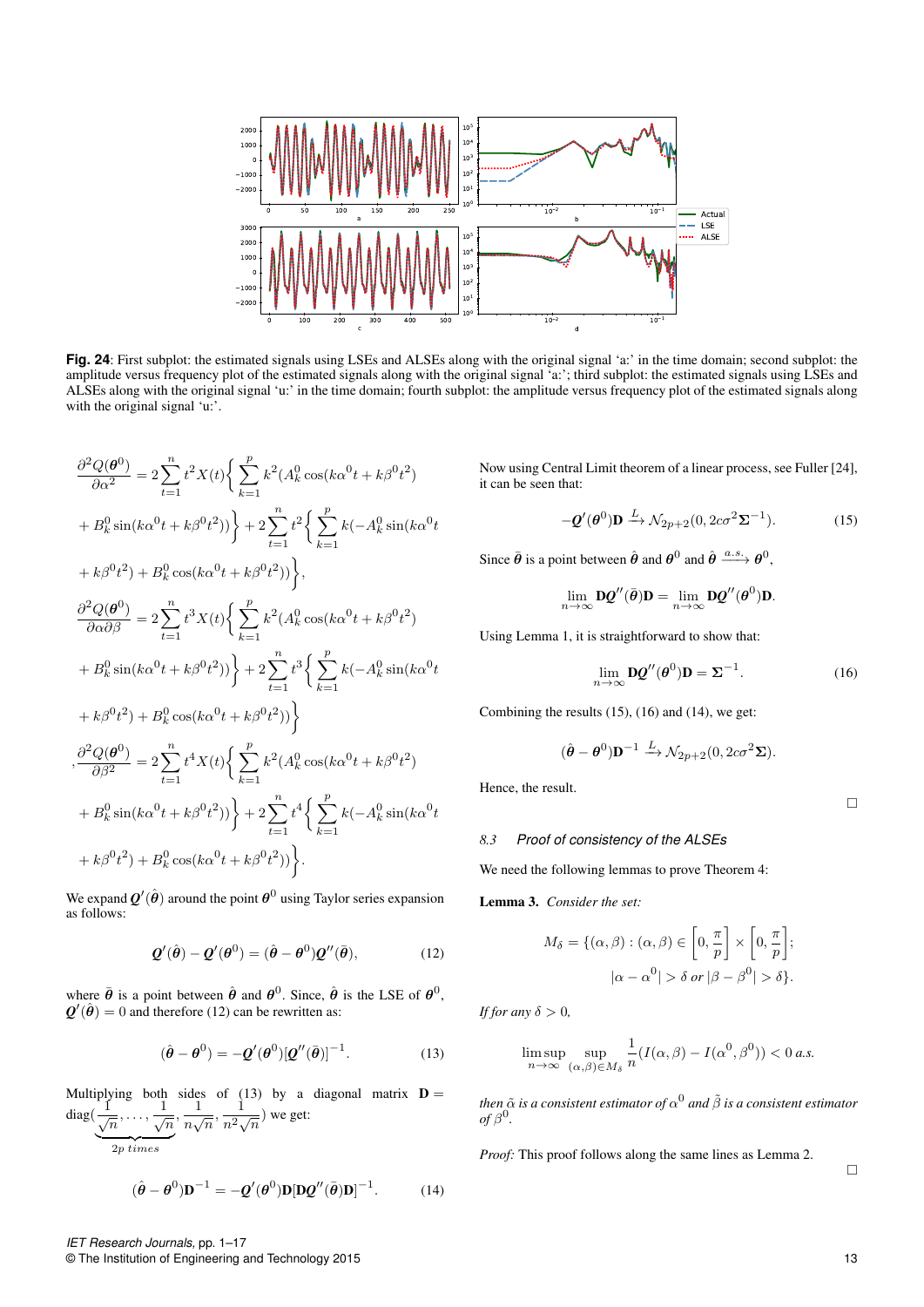**Fig. 24**: First subplot: the estimated signals using LSEs and ALSEs along with the original signal 'a:' in the time domain; second subplot: the amplitude versus frequency plot of the estimated signals along with the original signal 'a:'; third subplot: the estimated signals using LSEs and ALSEs along with the original signal 'u:' in the time domain; fourth subplot: the amplitude versus frequency plot of the estimated signals along with the original signal 'u:'.

$$\frac{\partial^2 Q(\boldsymbol{\theta}^0)}{\partial \alpha^2} = 2\sum_{t=1}^{n} t^2 X(t)\Big\{\sum_{k=1}^{p} k^2 (A_k^0 \cos(k\alpha^0 t + k\beta^0 t^2) + B_k^0 \sin(k\alpha^0 t + k\beta^0 t^2))\Big\} + 2\sum_{t=1}^{n} t^2 \Big\{\sum_{k=1}^{p} k(-A_k^0 \sin(k\alpha^0 t + k\beta^0 t^2) + B_k^0 \cos(k\alpha^0 t + k\beta^0 t^2))\Big\},$$

$$\frac{\partial^2 Q(\boldsymbol{\theta}^0)}{\partial \alpha \partial \beta} = 2\sum_{t=1}^{n} t^3 X(t)\Big\{\sum_{k=1}^{p} k^2 (A_k^0 \cos(k\alpha^0 t + k\beta^0 t^2) + B_k^0 \sin(k\alpha^0 t + k\beta^0 t^2))\Big\} + 2\sum_{t=1}^{n} t^3 \Big\{\sum_{k=1}^{p} k(-A_k^0 \sin(k\alpha^0 t + k\beta^0 t^2) + B_k^0 \cos(k\alpha^0 t + k\beta^0 t^2))\Big\}$$

$$,\frac{\partial^2 Q(\boldsymbol{\theta}^0)}{\partial \beta^2} = 2\sum_{t=1}^{n} t^4 X(t)\Big\{\sum_{k=1}^{p} k^2 (A_k^0 \cos(k\alpha^0 t + k\beta^0 t^2) + B_k^0 \sin(k\alpha^0 t + k\beta^0 t^2))\Big\} + 2\sum_{t=1}^{n} t^4 \Big\{\sum_{k=1}^{p} k(-A_k^0 \sin(k\alpha^0 t + k\beta^0 t^2) + B_k^0 \cos(k\alpha^0 t + k\beta^0 t^2))\Big\}.$$

We expand $\boldsymbol{Q}'(\hat{\boldsymbol{\theta}})$ around the point $\boldsymbol{\theta}^0$ using Taylor series expansion as follows:

$$\boldsymbol{Q}'(\hat{\boldsymbol{\theta}}) - \boldsymbol{Q}'(\boldsymbol{\theta}^0) = (\hat{\boldsymbol{\theta}} - \boldsymbol{\theta}^0)\boldsymbol{Q}''(\bar{\boldsymbol{\theta}}), \tag{12}$$

where $\bar{\boldsymbol{\theta}}$ is a point between $\hat{\boldsymbol{\theta}}$ and $\boldsymbol{\theta}^0$. Since, $\hat{\boldsymbol{\theta}}$ is the LSE of $\boldsymbol{\theta}^0$, $\boldsymbol{Q}'(\hat{\boldsymbol{\theta}}) = 0$ and therefore (12) can be rewritten as:

$$(\hat{\boldsymbol{\theta}} - \boldsymbol{\theta}^0) = -\boldsymbol{Q}'(\boldsymbol{\theta}^0)[\boldsymbol{Q}''(\bar{\boldsymbol{\theta}})]^{-1}. \tag{13}$$

Multiplying both sides of (13) by a diagonal matrix $\mathbf{D} = \text{diag}(\underbrace{\frac{1}{\sqrt{n}}, \ldots, \frac{1}{\sqrt{n}}}_{2p \text{ times}}, \frac{1}{n\sqrt{n}}, \frac{1}{n^2\sqrt{n}})$ we get:

$$(\hat{\boldsymbol{\theta}} - \boldsymbol{\theta}^0)\mathbf{D}^{-1} = -\boldsymbol{Q}'(\boldsymbol{\theta}^0)\mathbf{D}[\mathbf{D}\boldsymbol{Q}''(\bar{\boldsymbol{\theta}})\mathbf{D}]^{-1}. \tag{14}$$

Now using Central Limit theorem of a linear process, see Fuller [24], it can be seen that:

$$-\boldsymbol{Q}'(\boldsymbol{\theta}^0)\mathbf{D} \xrightarrow{L} \mathcal{N}_{2p+2}(0, 2c\sigma^2\boldsymbol{\Sigma}^{-1}). \tag{15}$$

Since $\bar{\boldsymbol{\theta}}$ is a point between $\hat{\boldsymbol{\theta}}$ and $\boldsymbol{\theta}^0$ and $\hat{\boldsymbol{\theta}} \xrightarrow{a.s.} \boldsymbol{\theta}^0$,

$$\lim_{n\to\infty} \mathbf{D}\boldsymbol{Q}''(\bar{\boldsymbol{\theta}})\mathbf{D} = \lim_{n\to\infty} \mathbf{D}\boldsymbol{Q}''(\boldsymbol{\theta}^0)\mathbf{D}.$$

Using Lemma 1, it is straightforward to show that:

$$\lim_{n\to\infty} \mathbf{D}\boldsymbol{Q}''(\boldsymbol{\theta}^0)\mathbf{D} = \boldsymbol{\Sigma}^{-1}. \tag{16}$$

Combining the results (15), (16) and (14), we get:

$$(\hat{\boldsymbol{\theta}} - \boldsymbol{\theta}^0)\mathbf{D}^{-1} \xrightarrow{L} \mathcal{N}_{2p+2}(0, 2c\sigma^2\boldsymbol{\Sigma}).$$

Hence, the result. □

### *8.3 Proof of consistency of the ALSEs*

We need the following lemmas to prove Theorem 4:

**Lemma 3.** *Consider the set:*

$$M_\delta = \{(\alpha, \beta) : (\alpha, \beta) \in \left[0, \frac{\pi}{p}\right] \times \left[0, \frac{\pi}{p}\right]; \; |\alpha - \alpha^0| > \delta \text{ or } |\beta - \beta^0| > \delta\}.$$

*If for any $\delta > 0$,*

$$\limsup_{n\to\infty} \sup_{(\alpha,\beta)\in M_\delta} \frac{1}{n}(I(\alpha, \beta) - I(\alpha^0, \beta^0)) < 0 \text{ a.s.}$$

*then $\tilde{\alpha}$ is a consistent estimator of $\alpha^0$ and $\tilde{\beta}$ is a consistent estimator of $\beta^0$.*

*Proof:* This proof follows along the same lines as Lemma 2. □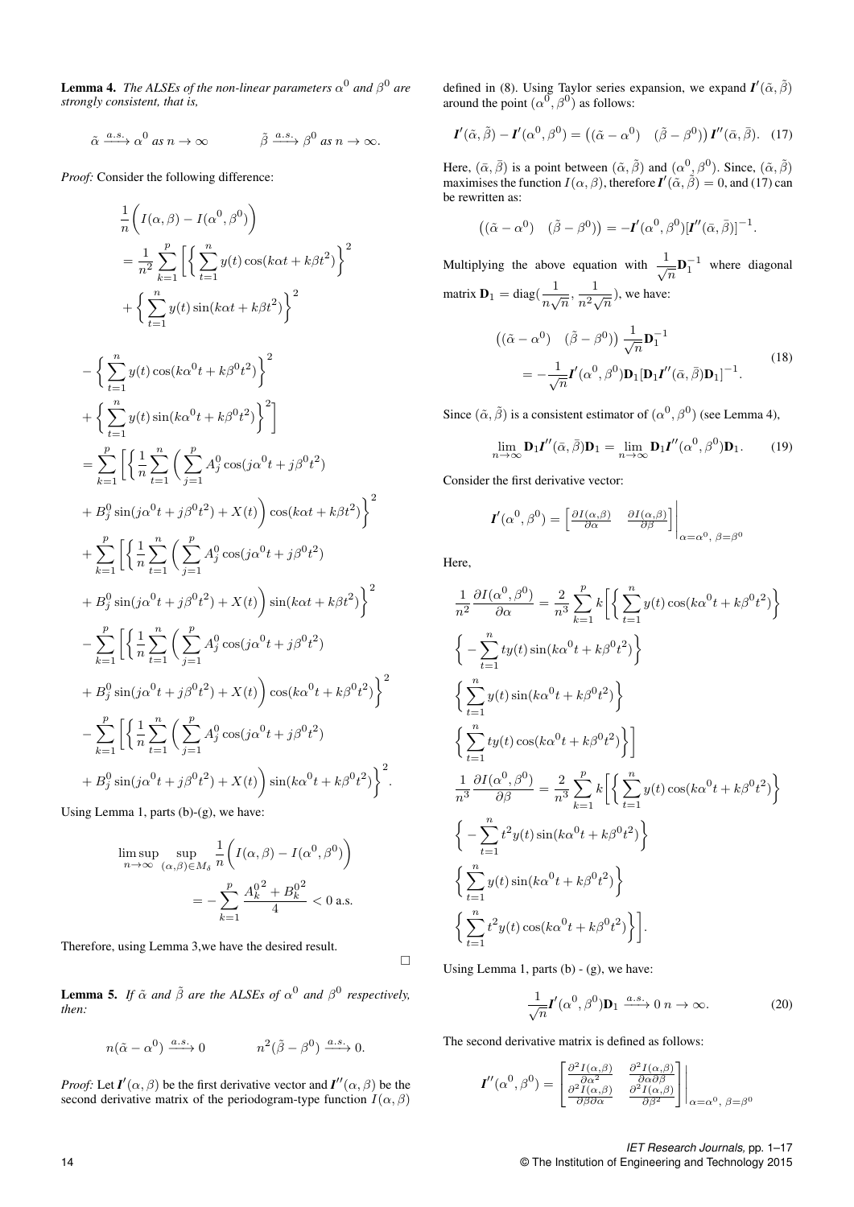**Lemma 4.** *The ALSEs of the non-linear parameters $\alpha^0$ and $\beta^0$ are strongly consistent, that is,*

$$\tilde{\alpha} \xrightarrow{a.s.} \alpha^0 \text{ as } n \to \infty \qquad \tilde{\beta} \xrightarrow{a.s.} \beta^0 \text{ as } n \to \infty.$$

*Proof:* Consider the following difference:

$$\begin{aligned}
&\frac{1}{n}\bigg(I(\alpha,\beta) - I(\alpha^0,\beta^0)\bigg) \\
&= \frac{1}{n^2}\sum_{k=1}^{p}\bigg[\bigg\{\sum_{t=1}^{n} y(t)\cos(k\alpha t + k\beta t^2)\bigg\}^2 \\
&+ \bigg\{\sum_{t=1}^{n} y(t)\sin(k\alpha t + k\beta t^2)\bigg\}^2 \\
&- \bigg\{\sum_{t=1}^{n} y(t)\cos(k\alpha^0 t + k\beta^0 t^2)\bigg\}^2 \\
&+ \bigg\{\sum_{t=1}^{n} y(t)\sin(k\alpha^0 t + k\beta^0 t^2)\bigg\}^2\bigg] \\
&= \sum_{k=1}^{p}\bigg[\bigg\{\frac{1}{n}\sum_{t=1}^{n}\bigg(\sum_{j=1}^{p} A_j^0\cos(j\alpha^0 t + j\beta^0 t^2) \\
&+ B_j^0\sin(j\alpha^0 t + j\beta^0 t^2) + X(t)\bigg)\cos(k\alpha t + k\beta t^2)\bigg\}^2 \\
&+ \sum_{k=1}^{p}\bigg[\bigg\{\frac{1}{n}\sum_{t=1}^{n}\bigg(\sum_{j=1}^{p} A_j^0\cos(j\alpha^0 t + j\beta^0 t^2) \\
&+ B_j^0\sin(j\alpha^0 t + j\beta^0 t^2) + X(t)\bigg)\sin(k\alpha t + k\beta t^2)\bigg\}^2 \\
&- \sum_{k=1}^{p}\bigg[\bigg\{\frac{1}{n}\sum_{t=1}^{n}\bigg(\sum_{j=1}^{p} A_j^0\cos(j\alpha^0 t + j\beta^0 t^2) \\
&+ B_j^0\sin(j\alpha^0 t + j\beta^0 t^2) + X(t)\bigg)\cos(k\alpha^0 t + k\beta^0 t^2)\bigg\}^2 \\
&- \sum_{k=1}^{p}\bigg[\bigg\{\frac{1}{n}\sum_{t=1}^{n}\bigg(\sum_{j=1}^{p} A_j^0\cos(j\alpha^0 t + j\beta^0 t^2) \\
&+ B_j^0\sin(j\alpha^0 t + j\beta^0 t^2) + X(t)\bigg)\sin(k\alpha^0 t + k\beta^0 t^2)\bigg\}^2.
\end{aligned}$$

Using Lemma 1, parts (b)-(g), we have:

$$\limsup_{n\to\infty}\sup_{(\alpha,\beta)\in M_\delta}\frac{1}{n}\bigg(I(\alpha,\beta) - I(\alpha^0,\beta^0)\bigg) = -\sum_{k=1}^{p}\frac{{A_k^0}^2 + {B_k^0}^2}{4} < 0 \text{ a.s.}$$

Therefore, using Lemma 3,we have the desired result. □

**Lemma 5.** *If $\tilde{\alpha}$ and $\tilde{\beta}$ are the ALSEs of $\alpha^0$ and $\beta^0$ respectively, then:*

$$n(\tilde{\alpha} - \alpha^0) \xrightarrow{a.s.} 0 \qquad n^2(\tilde{\beta} - \beta^0) \xrightarrow{a.s.} 0.$$

*Proof:* Let $\boldsymbol{I}'(\alpha,\beta)$ be the first derivative vector and $\boldsymbol{I}''(\alpha,\beta)$ be the second derivative matrix of the periodogram-type function $I(\alpha,\beta)$ defined in (8). Using Taylor series expansion, we expand $\boldsymbol{I}'(\tilde{\alpha},\tilde{\beta})$ around the point $(\alpha^0,\beta^0)$ as follows:

$$\boldsymbol{I}'(\tilde{\alpha},\tilde{\beta}) - \boldsymbol{I}'(\alpha^0,\beta^0) = \begin{pmatrix}(\tilde{\alpha} - \alpha^0) & (\tilde{\beta} - \beta^0)\end{pmatrix}\boldsymbol{I}''(\bar{\alpha},\bar{\beta}). \quad (17)$$

Here, $(\bar{\alpha},\bar{\beta})$ is a point between $(\tilde{\alpha},\tilde{\beta})$ and $(\alpha^0,\beta^0)$. Since, $(\tilde{\alpha},\tilde{\beta})$ maximises the function $I(\alpha,\beta)$, therefore $\boldsymbol{I}'(\tilde{\alpha},\tilde{\beta}) = 0$, and (17) can be rewritten as:

$$\begin{pmatrix}(\tilde{\alpha} - \alpha^0) & (\tilde{\beta} - \beta^0)\end{pmatrix} = -\boldsymbol{I}'(\alpha^0,\beta^0)[\boldsymbol{I}''(\bar{\alpha},\bar{\beta})]^{-1}.$$

Multiplying the above equation with $\frac{1}{\sqrt{n}}\mathbf{D}_1^{-1}$ where diagonal matrix $\mathbf{D}_1 = \text{diag}(\frac{1}{n\sqrt{n}}, \frac{1}{n^2\sqrt{n}})$, we have:

$$\begin{aligned}
&\begin{pmatrix}(\tilde{\alpha} - \alpha^0) & (\tilde{\beta} - \beta^0)\end{pmatrix}\frac{1}{\sqrt{n}}\mathbf{D}_1^{-1} \\
&= -\frac{1}{\sqrt{n}}\boldsymbol{I}'(\alpha^0,\beta^0)\mathbf{D}_1[\mathbf{D}_1\boldsymbol{I}''(\bar{\alpha},\bar{\beta})\mathbf{D}_1]^{-1}.
\end{aligned} \quad (18)$$

Since $(\tilde{\alpha},\tilde{\beta})$ is a consistent estimator of $(\alpha^0,\beta^0)$ (see Lemma 4),

$$\lim_{n\to\infty}\mathbf{D}_1\boldsymbol{I}''(\bar{\alpha},\bar{\beta})\mathbf{D}_1 = \lim_{n\to\infty}\mathbf{D}_1\boldsymbol{I}''(\alpha^0,\beta^0)\mathbf{D}_1. \quad (19)$$

Consider the first derivative vector:

$$\boldsymbol{I}'(\alpha^0,\beta^0) = \begin{bmatrix}\frac{\partial I(\alpha,\beta)}{\partial\alpha} & \frac{\partial I(\alpha,\beta)}{\partial\beta}\end{bmatrix}\Bigg|_{\alpha=\alpha^0,\ \beta=\beta^0}$$

Here,

$$\begin{aligned}
\frac{1}{n^2}\frac{\partial I(\alpha^0,\beta^0)}{\partial\alpha} &= \frac{2}{n^3}\sum_{k=1}^{p}k\bigg[\bigg\{\sum_{t=1}^{n}y(t)\cos(k\alpha^0 t + k\beta^0 t^2)\bigg\} \\
&\bigg\{-\sum_{t=1}^{n}ty(t)\sin(k\alpha^0 t + k\beta^0 t^2)\bigg\} \\
&\bigg\{\sum_{t=1}^{n}y(t)\sin(k\alpha^0 t + k\beta^0 t^2)\bigg\} \\
&\bigg\{\sum_{t=1}^{n}ty(t)\cos(k\alpha^0 t + k\beta^0 t^2)\bigg\}\bigg] \\
\frac{1}{n^3}\frac{\partial I(\alpha^0,\beta^0)}{\partial\beta} &= \frac{2}{n^3}\sum_{k=1}^{p}k\bigg[\bigg\{\sum_{t=1}^{n}y(t)\cos(k\alpha^0 t + k\beta^0 t^2)\bigg\} \\
&\bigg\{-\sum_{t=1}^{n}t^2y(t)\sin(k\alpha^0 t + k\beta^0 t^2)\bigg\} \\
&\bigg\{\sum_{t=1}^{n}y(t)\sin(k\alpha^0 t + k\beta^0 t^2)\bigg\} \\
&\bigg\{\sum_{t=1}^{n}t^2y(t)\cos(k\alpha^0 t + k\beta^0 t^2)\bigg\}\bigg].
\end{aligned}$$

Using Lemma 1, parts (b) - (g), we have:

$$\frac{1}{\sqrt{n}}\boldsymbol{I}'(\alpha^0,\beta^0)\mathbf{D}_1 \xrightarrow{a.s.} 0 \; n \to \infty. \quad (20)$$

The second derivative matrix is defined as follows:

$$\boldsymbol{I}''(\alpha^0,\beta^0) = \begin{bmatrix}\frac{\partial^2 I(\alpha,\beta)}{\partial\alpha^2} & \frac{\partial^2 I(\alpha,\beta)}{\partial\alpha\partial\beta} \\ \frac{\partial^2 I(\alpha,\beta)}{\partial\beta\partial\alpha} & \frac{\partial^2 I(\alpha,\beta)}{\partial\beta^2}\end{bmatrix}\Bigg|_{\alpha=\alpha^0,\ \beta=\beta^0}$$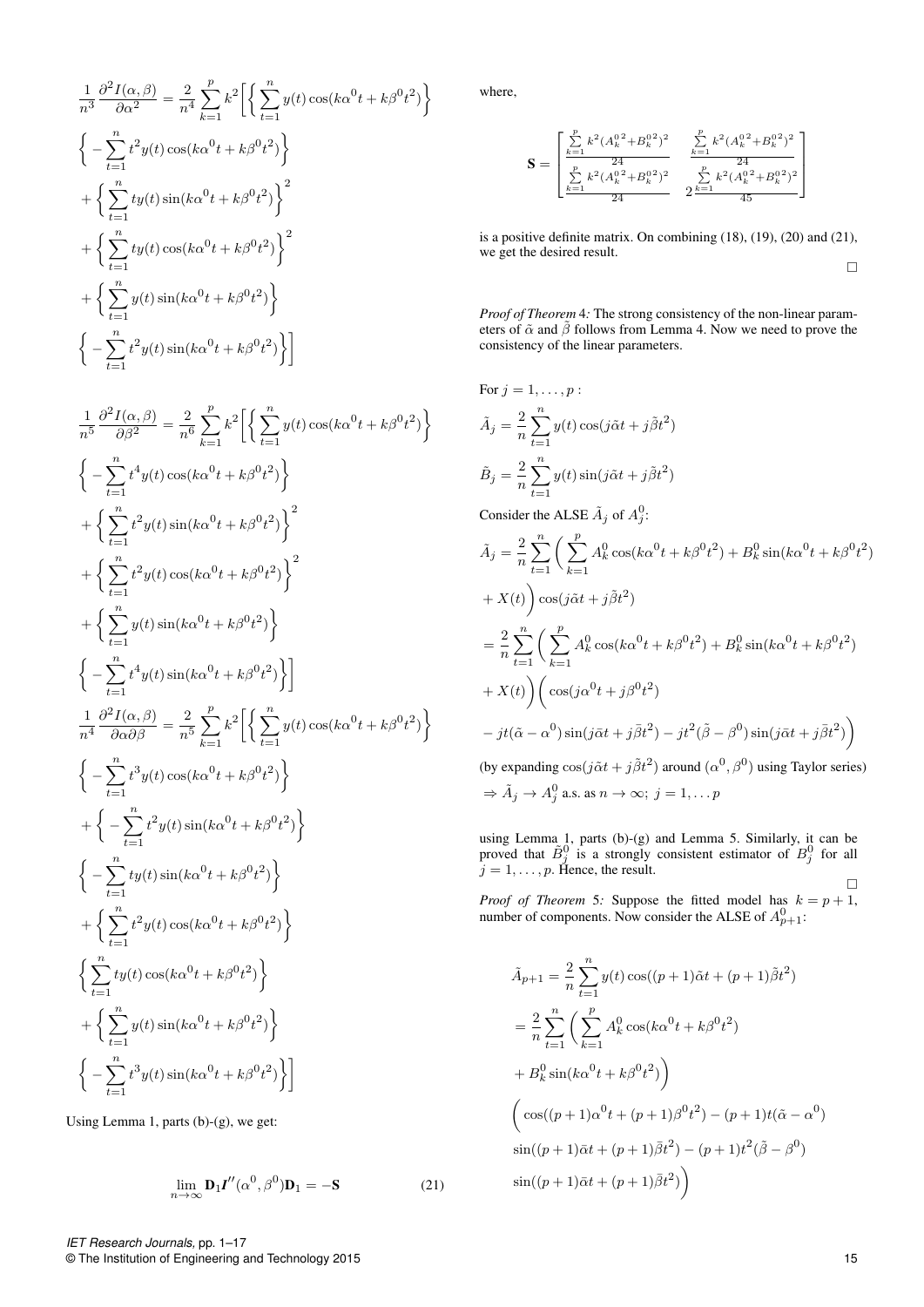$$\frac{1}{n^3}\frac{\partial^2 I(\alpha,\beta)}{\partial \alpha^2} = \frac{2}{n^4}\sum_{k=1}^{p} k^2\Bigg[\Big\{\sum_{t=1}^{n} y(t)\cos(k{\alpha^0}t + k{\beta^0}t^2)\Big\}$$
$$\Big\{-\sum_{t=1}^{n} t^2 y(t)\cos(k{\alpha^0}t + k{\beta^0}t^2)\Big\}$$
$$+\Big\{\sum_{t=1}^{n} t y(t)\sin(k{\alpha^0}t + k{\beta^0}t^2)\Big\}^2$$
$$+\Big\{\sum_{t=1}^{n} t y(t)\cos(k{\alpha^0}t + k{\beta^0}t^2)\Big\}^2$$
$$+\Big\{\sum_{t=1}^{n} y(t)\sin(k{\alpha^0}t + k{\beta^0}t^2)\Big\}$$
$$\Big\{-\sum_{t=1}^{n} t^2 y(t)\sin(k{\alpha^0}t + k{\beta^0}t^2)\Big\}\Bigg]$$

$$\frac{1}{n^5}\frac{\partial^2 I(\alpha,\beta)}{\partial \beta^2} = \frac{2}{n^6}\sum_{k=1}^{p} k^2\Bigg[\Big\{\sum_{t=1}^{n} y(t)\cos(k{\alpha^0}t + k{\beta^0}t^2)\Big\}$$
$$\Big\{-\sum_{t=1}^{n} t^4 y(t)\cos(k{\alpha^0}t + k{\beta^0}t^2)\Big\}$$
$$+\Big\{\sum_{t=1}^{n} t^2 y(t)\sin(k{\alpha^0}t + k{\beta^0}t^2)\Big\}^2$$
$$+\Big\{\sum_{t=1}^{n} t^2 y(t)\cos(k{\alpha^0}t + k{\beta^0}t^2)\Big\}^2$$
$$+\Big\{\sum_{t=1}^{n} y(t)\sin(k{\alpha^0}t + k{\beta^0}t^2)\Big\}$$
$$\Big\{-\sum_{t=1}^{n} t^4 y(t)\sin(k{\alpha^0}t + k{\beta^0}t^2)\Big\}\Bigg]$$

$$\frac{1}{n^4}\frac{\partial^2 I(\alpha,\beta)}{\partial \alpha\partial\beta} = \frac{2}{n^5}\sum_{k=1}^{p} k^2\Bigg[\Big\{\sum_{t=1}^{n} y(t)\cos(k{\alpha^0}t + k{\beta^0}t^2)\Big\}$$
$$\Big\{-\sum_{t=1}^{n} t^3 y(t)\cos(k{\alpha^0}t + k{\beta^0}t^2)\Big\}$$
$$+\Big\{-\sum_{t=1}^{n} t^2 y(t)\sin(k{\alpha^0}t + k{\beta^0}t^2)\Big\}$$
$$\Big\{-\sum_{t=1}^{n} t y(t)\sin(k{\alpha^0}t + k{\beta^0}t^2)\Big\}$$
$$+\Big\{\sum_{t=1}^{n} t^2 y(t)\cos(k{\alpha^0}t + k{\beta^0}t^2)\Big\}$$
$$\Big\{\sum_{t=1}^{n} t y(t)\cos(k{\alpha^0}t + k{\beta^0}t^2)\Big\}$$
$$+\Big\{\sum_{t=1}^{n} y(t)\sin(k{\alpha^0}t + k{\beta^0}t^2)\Big\}$$
$$\Big\{-\sum_{t=1}^{n} t^3 y(t)\sin(k{\alpha^0}t + k{\beta^0}t^2)\Big\}\Bigg]$$

Using Lemma 1, parts (b)-(g), we get:

$$\lim_{n\to\infty}\mathbf{D}_1\boldsymbol{I}''({\alpha^0},{\beta^0})\mathbf{D}_1 = -\mathbf{S} \tag{21}$$

where,

$$\mathbf{S} = \begin{bmatrix} \frac{\sum_{k=1}^{p} k^2({A_k^0}^2+{B_k^0}^2)}{24} & \frac{\sum_{k=1}^{p} k^2({A_k^0}^2+{B_k^0}^2)}{24} \\ \frac{\sum_{k=1}^{p} k^2({A_k^0}^2+{B_k^0}^2)}{24} & 2\frac{\sum_{k=1}^{p} k^2({A_k^0}^2+{B_k^0}^2)}{45}\end{bmatrix}$$

is a positive definite matrix. On combining (18), (19), (20) and (21), we get the desired result.

□

*Proof of Theorem* 4*:* The strong consistency of the non-linear parameters of $\tilde{\alpha}$ and $\tilde{\beta}$ follows from Lemma 4. Now we need to prove the consistency of the linear parameters.

For $j = 1, \ldots, p$ :

$$\tilde{A}_j = \frac{2}{n}\sum_{t=1}^{n} y(t)\cos(j\tilde{\alpha}t + j\tilde{\beta}t^2)$$
$$\tilde{B}_j = \frac{2}{n}\sum_{t=1}^{n} y(t)\sin(j\tilde{\alpha}t + j\tilde{\beta}t^2)$$

Consider the ALSE $\tilde{A}_j$ of $A_j^0$:

$$\tilde{A}_j = \frac{2}{n}\sum_{t=1}^{n}\bigg(\sum_{k=1}^{p} A_k^0\cos(k{\alpha^0}t + k{\beta^0}t^2) + B_k^0\sin(k{\alpha^0}t + k{\beta^0}t^2)$$
$$+ X(t)\bigg)\cos(j\tilde{\alpha}t + j\tilde{\beta}t^2)$$
$$= \frac{2}{n}\sum_{t=1}^{n}\bigg(\sum_{k=1}^{p} A_k^0\cos(k{\alpha^0}t + k{\beta^0}t^2) + B_k^0\sin(k{\alpha^0}t + k{\beta^0}t^2)$$
$$+ X(t)\bigg)\bigg(\cos(j{\alpha^0}t + j{\beta^0}t^2)$$
$$- jt(\tilde{\alpha} - {\alpha^0})\sin(j\bar{\alpha}t + j\bar{\beta}t^2) - jt^2(\tilde{\beta} - {\beta^0})\sin(j\bar{\alpha}t + j\bar{\beta}t^2)\bigg)$$

(by expanding $\cos(j\tilde{\alpha}t + j\tilde{\beta}t^2)$ around $({\alpha^0}, {\beta^0})$ using Taylor series)

$$\Rightarrow \tilde{A}_j \to A_j^0 \text{ a.s. as } n \to \infty;\ j = 1, \ldots p$$

using Lemma 1, parts (b)-(g) and Lemma 5. Similarly, it can be proved that $\tilde{B}_j^0$ is a strongly consistent estimator of $B_j^0$ for all $j = 1, \ldots, p$. Hence, the result.

□

*Proof of Theorem* 5*:* Suppose the fitted model has $k = p + 1$, number of components. Now consider the ALSE of $A_{p+1}^0$:

$$\tilde{A}_{p+1} = \frac{2}{n}\sum_{t=1}^{n} y(t)\cos((p+1)\tilde{\alpha}t + (p+1)\tilde{\beta}t^2)$$
$$= \frac{2}{n}\sum_{t=1}^{n}\bigg(\sum_{k=1}^{p} A_k^0\cos(k{\alpha^0}t + k{\beta^0}t^2)$$
$$+ B_k^0\sin(k{\alpha^0}t + k{\beta^0}t^2)\bigg)$$
$$\bigg(\cos((p+1){\alpha^0}t + (p+1){\beta^0}t^2) - (p+1)t(\tilde{\alpha} - {\alpha^0})$$
$$\sin((p+1)\bar{\alpha}t + (p+1)\bar{\beta}t^2) - (p+1)t^2(\tilde{\beta} - {\beta^0})$$
$$\sin((p+1)\bar{\alpha}t + (p+1)\bar{\beta}t^2)\bigg)$$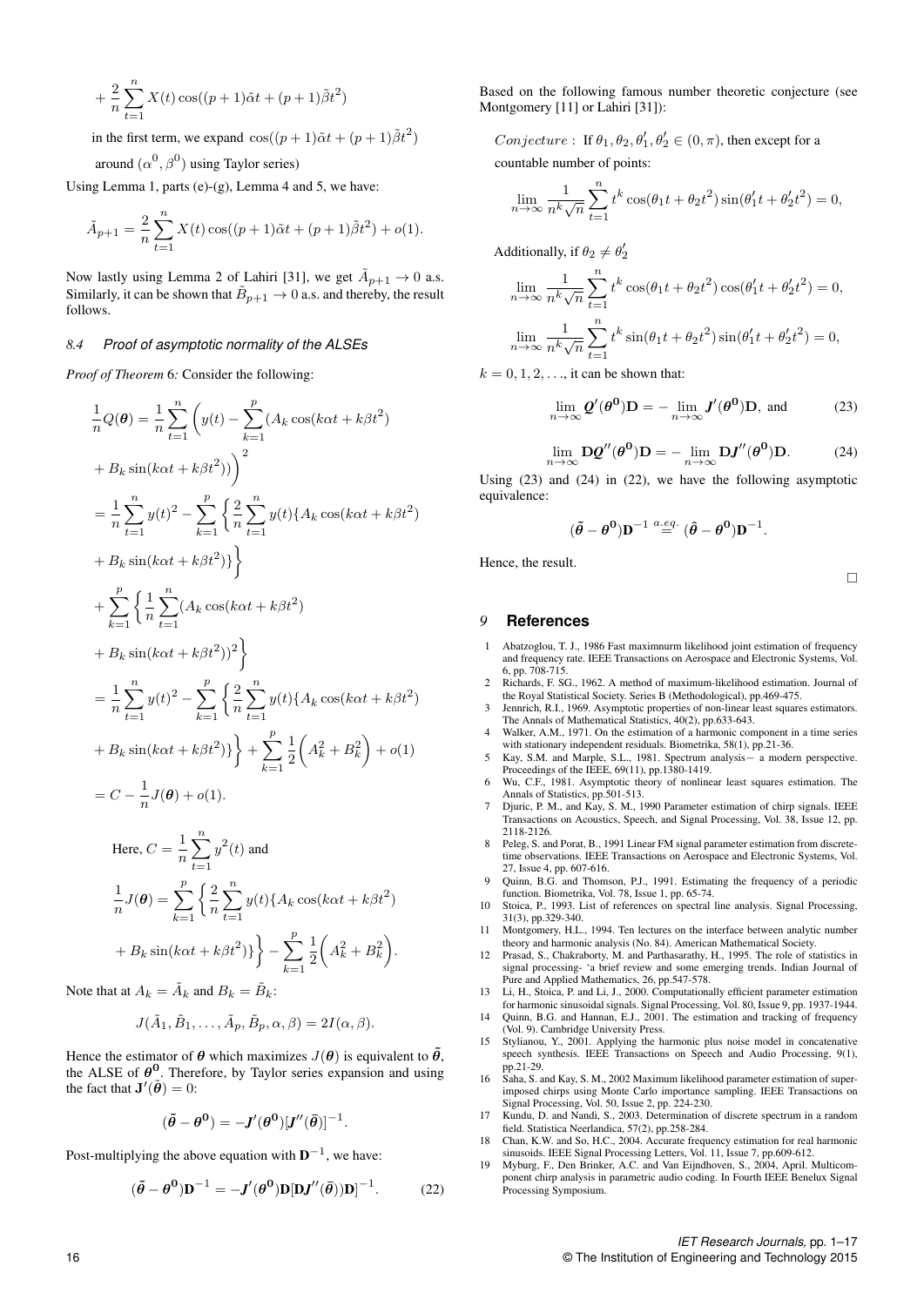$$+ \frac{2}{n}\sum_{t=1}^{n} X(t)\cos((p+1)\tilde{\alpha}t + (p+1)\tilde{\beta}t^2)$$

in the first term, we expand $\cos((p+1)\tilde{\alpha}t + (p+1)\tilde{\beta}t^2)$ around $(\alpha^0, \beta^0)$ using Taylor series)

Using Lemma 1, parts (e)-(g), Lemma 4 and 5, we have:

$$\tilde{A}_{p+1} = \frac{2}{n}\sum_{t=1}^{n} X(t)\cos((p+1)\tilde{\alpha}t + (p+1)\tilde{\beta}t^2) + o(1).$$

Now lastly using Lemma 2 of Lahiri [31], we get $\tilde{A}_{p+1} \to 0$ a.s. Similarly, it can be shown that $\tilde{B}_{p+1} \to 0$ a.s. and thereby, the result follows.

### *8.4 Proof of asymptotic normality of the ALSEs*

*Proof of Theorem 6:* Consider the following:

$$\begin{aligned}
\frac{1}{n}Q(\boldsymbol{\theta}) &= \frac{1}{n}\sum_{t=1}^{n}\bigg(y(t) - \sum_{k=1}^{p}(A_k\cos(k\alpha t + k\beta t^2) \\
&+ B_k \sin(k\alpha t + k\beta t^2))\bigg)^2 \\
&= \frac{1}{n}\sum_{t=1}^{n} y(t)^2 - \sum_{k=1}^{p}\bigg\{\frac{2}{n}\sum_{t=1}^{n} y(t)\{A_k\cos(k\alpha t + k\beta t^2) \\
&+ B_k\sin(k\alpha t + k\beta t^2)\}\bigg\} \\
&+ \sum_{k=1}^{p}\bigg\{\frac{1}{n}\sum_{t=1}^{n}(A_k\cos(k\alpha t + k\beta t^2) \\
&+ B_k\sin(k\alpha t + k\beta t^2))^2\bigg\} \\
&= \frac{1}{n}\sum_{t=1}^{n} y(t)^2 - \sum_{k=1}^{p}\bigg\{\frac{2}{n}\sum_{t=1}^{n} y(t)\{A_k\cos(k\alpha t + k\beta t^2) \\
&+ B_k\sin(k\alpha t + k\beta t^2)\}\bigg\} + \sum_{k=1}^{p}\frac{1}{2}\bigg(A_k^2 + B_k^2\bigg) + o(1) \\
&= C - \frac{1}{n}J(\boldsymbol{\theta}) + o(1).
\end{aligned}$$

Here, $C = \frac{1}{n}\sum_{t=1}^{n} y^2(t)$ and

$$\begin{aligned}
\frac{1}{n}J(\boldsymbol{\theta}) &= \sum_{k=1}^{p}\bigg\{\frac{2}{n}\sum_{t=1}^{n} y(t)\{A_k\cos(k\alpha t + k\beta t^2) \\
&+ B_k\sin(k\alpha t + k\beta t^2)\}\bigg\} - \sum_{k=1}^{p}\frac{1}{2}\bigg(A_k^2 + B_k^2\bigg).
\end{aligned}$$

Note that at $A_k = \tilde{A}_k$ and $B_k = \tilde{B}_k$:

$$J(\tilde{A}_1, \tilde{B}_1, \ldots, \tilde{A}_p, \tilde{B}_p, \alpha, \beta) = 2I(\alpha, \beta).$$

Hence the estimator of $\boldsymbol{\theta}$ which maximizes $J(\boldsymbol{\theta})$ is equivalent to $\tilde{\boldsymbol{\theta}}$, the ALSE of $\boldsymbol{\theta}^0$. Therefore, by Taylor series expansion and using the fact that $\mathbf{J}'(\tilde{\boldsymbol{\theta}}) = 0$:

$$(\tilde{\boldsymbol{\theta}} - \boldsymbol{\theta}^0) = -\boldsymbol{J}'(\boldsymbol{\theta}^0)[\boldsymbol{J}''(\bar{\boldsymbol{\theta}})]^{-1}.$$

Post-multiplying the above equation with $\mathbf{D}^{-1}$, we have:

$$(\tilde{\boldsymbol{\theta}} - \boldsymbol{\theta}^0)\mathbf{D}^{-1} = -\boldsymbol{J}'(\boldsymbol{\theta}^0)\mathbf{D}[\mathbf{D}\boldsymbol{J}''(\bar{\boldsymbol{\theta}})\mathbf{D}]^{-1}. \quad (22)$$

Based on the following famous number theoretic conjecture (see Montgomery [11] or Lahiri [31]):

*Conjecture* : If $\theta_1, \theta_2, \theta_1', \theta_2' \in (0, \pi)$, then except for a countable number of points:

$$\lim_{n\to\infty}\frac{1}{n^k\sqrt{n}}\sum_{t=1}^{n} t^k\cos(\theta_1 t + \theta_2 t^2)\sin(\theta_1' t + \theta_2' t^2) = 0,$$

Additionally, if $\theta_2 \neq \theta_2'$

$$\lim_{n\to\infty}\frac{1}{n^k\sqrt{n}}\sum_{t=1}^{n} t^k\cos(\theta_1 t + \theta_2 t^2)\cos(\theta_1' t + \theta_2' t^2) = 0,$$

$$\lim_{n\to\infty}\frac{1}{n^k\sqrt{n}}\sum_{t=1}^{n} t^k\sin(\theta_1 t + \theta_2 t^2)\sin(\theta_1' t + \theta_2' t^2) = 0,$$

$k = 0, 1, 2, \ldots$, it can be shown that:

$$\lim_{n\to\infty}\boldsymbol{Q}'(\boldsymbol{\theta}^0)\mathbf{D} = -\lim_{n\to\infty}\boldsymbol{J}'(\boldsymbol{\theta}^0)\mathbf{D}, \text{ and} \quad (23)$$

$$\lim_{n\to\infty}\mathbf{D}\boldsymbol{Q}''(\boldsymbol{\theta}^0)\mathbf{D} = -\lim_{n\to\infty}\mathbf{D}\boldsymbol{J}''(\boldsymbol{\theta}^0)\mathbf{D}. \quad (24)$$

Using (23) and (24) in (22), we have the following asymptotic equivalence:

$$(\tilde{\boldsymbol{\theta}} - \boldsymbol{\theta}^0)\mathbf{D}^{-1} \overset{a.eq.}{=} (\hat{\boldsymbol{\theta}} - \boldsymbol{\theta}^0)\mathbf{D}^{-1}.$$

Hence, the result.

□

## 9 References

1. Abatzoglou, T. J., 1986 Fast maximnurm likelihood joint estimation of frequency and frequency rate. IEEE Transactions on Aerospace and Electronic Systems, Vol. 6, pp. 708-715.
2. Richards, F. SG., 1962. A method of maximum-likelihood estimation. Journal of the Royal Statistical Society. Series B (Methodological), pp.469-475.
3. Jennrich, R.I., 1969. Asymptotic properties of non-linear least squares estimators. The Annals of Mathematical Statistics, 40(2), pp.633-643.
4. Walker, A.M., 1971. On the estimation of a harmonic component in a time series with stationary independent residuals. Biometrika, 58(1), pp.21-36.
5. Kay, S.M. and Marple, S.L., 1981. Spectrum analysis— a modern perspective. Proceedings of the IEEE, 69(11), pp.1380-1419.
6. Wu, C.F., 1981. Asymptotic theory of nonlinear least squares estimation. The Annals of Statistics, pp.501-513.
7. Djuric, P. M., and Kay, S. M., 1990 Parameter estimation of chirp signals. IEEE Transactions on Acoustics, Speech, and Signal Processing, Vol. 38, Issue 12, pp. 2118-2126.
8. Peleg, S. and Porat, B., 1991 Linear FM signal parameter estimation from discrete-time observations. IEEE Transactions on Aerospace and Electronic Systems, Vol. 27, Issue 4, pp. 607-616.
9. Quinn, B.G. and Thomson, P.J., 1991. Estimating the frequency of a periodic function. Biometrika, Vol. 78, Issue 1, pp. 65-74.
10. Stoica, P., 1993. List of references on spectral line analysis. Signal Processing, 31(3), pp.329-340.
11. Montgomery, H.L., 1994. Ten lectures on the interface between analytic number theory and harmonic analysis (No. 84). American Mathematical Society.
12. Prasad, S., Chakraborty, M. and Parthasarathy, H., 1995. The role of statistics in signal processing- 'a brief review and some emerging trends. Indian Journal of Pure and Applied Mathematics, 26, pp.547-578.
13. Li, H., Stoica, P. and Li, J., 2000. Computationally efficient parameter estimation for harmonic sinusoidal signals. Signal Processing, Vol. 80, Issue 9, pp. 1937-1944.
14. Quinn, B.G. and Hannan, E.J., 2001. The estimation and tracking of frequency (Vol. 9). Cambridge University Press.
15. Stylianou, Y., 2001. Applying the harmonic plus noise model in concatenative speech synthesis. IEEE Transactions on Speech and Audio Processing, 9(1), pp.21-29.
16. Saha, S. and Kay, S. M., 2002 Maximum likelihood parameter estimation of superimposed chirps using Monte Carlo importance sampling. IEEE Transactions on Signal Processing, Vol. 50, Issue 2, pp. 224-230.
17. Kundu, D. and Nandi, S., 2003. Determination of discrete spectrum in a random field. Statistica Neerlandica, 57(2), pp.258-284.
18. Chan, K.W. and So, H.C., 2004. Accurate frequency estimation for real harmonic sinusoids. IEEE Signal Processing Letters, Vol. 11, Issue 7, pp.609-612.
19. Myburg, F., Den Brinker, A.C. and Van Eijndhoven, S., 2004, April. Multicomponent chirp analysis in parametric audio coding. In Fourth IEEE Benelux Signal Processing Symposium.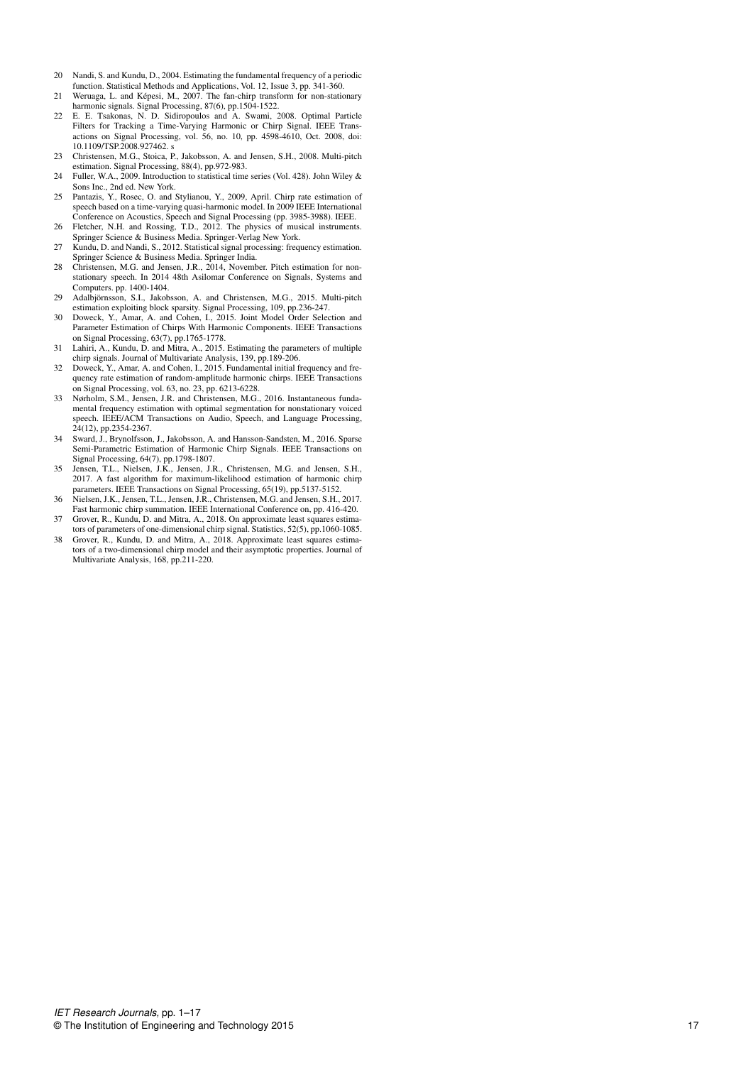20 Nandi, S. and Kundu, D., 2004. Estimating the fundamental frequency of a periodic function. Statistical Methods and Applications, Vol. 12, Issue 3, pp. 341-360.

21 Weruaga, L. and Képesi, M., 2007. The fan-chirp transform for non-stationary harmonic signals. Signal Processing, 87(6), pp.1504-1522.

22 E. E. Tsakonas, N. D. Sidiropoulos and A. Swami, 2008. Optimal Particle Filters for Tracking a Time-Varying Harmonic or Chirp Signal. IEEE Transactions on Signal Processing, vol. 56, no. 10, pp. 4598-4610, Oct. 2008, doi: 10.1109/TSP.2008.927462. s

23 Christensen, M.G., Stoica, P., Jakobsson, A. and Jensen, S.H., 2008. Multi-pitch estimation. Signal Processing, 88(4), pp.972-983.

24 Fuller, W.A., 2009. Introduction to statistical time series (Vol. 428). John Wiley & Sons Inc., 2nd ed. New York.

25 Pantazis, Y., Rosec, O. and Stylianou, Y., 2009, April. Chirp rate estimation of speech based on a time-varying quasi-harmonic model. In 2009 IEEE International Conference on Acoustics, Speech and Signal Processing (pp. 3985-3988). IEEE.

26 Fletcher, N.H. and Rossing, T.D., 2012. The physics of musical instruments. Springer Science & Business Media. Springer-Verlag New York.

27 Kundu, D. and Nandi, S., 2012. Statistical signal processing: frequency estimation. Springer Science & Business Media. Springer India.

28 Christensen, M.G. and Jensen, J.R., 2014, November. Pitch estimation for non-stationary speech. In 2014 48th Asilomar Conference on Signals, Systems and Computers. pp. 1400-1404.

29 Adalbjörnsson, S.I., Jakobsson, A. and Christensen, M.G., 2015. Multi-pitch estimation exploiting block sparsity. Signal Processing, 109, pp.236-247.

30 Doweck, Y., Amar, A. and Cohen, I., 2015. Joint Model Order Selection and Parameter Estimation of Chirps With Harmonic Components. IEEE Transactions on Signal Processing, 63(7), pp.1765-1778.

31 Lahiri, A., Kundu, D. and Mitra, A., 2015. Estimating the parameters of multiple chirp signals. Journal of Multivariate Analysis, 139, pp.189-206.

32 Doweck, Y., Amar, A. and Cohen, I., 2015. Fundamental initial frequency and frequency rate estimation of random-amplitude harmonic chirps. IEEE Transactions on Signal Processing, vol. 63, no. 23, pp. 6213-6228.

33 Nørholm, S.M., Jensen, J.R. and Christensen, M.G., 2016. Instantaneous fundamental frequency estimation with optimal segmentation for nonstationary voiced speech. IEEE/ACM Transactions on Audio, Speech, and Language Processing, 24(12), pp.2354-2367.

34 Sward, J., Brynolfsson, J., Jakobsson, A. and Hansson-Sandsten, M., 2016. Sparse Semi-Parametric Estimation of Harmonic Chirp Signals. IEEE Transactions on Signal Processing, 64(7), pp.1798-1807.

35 Jensen, T.L., Nielsen, J.K., Jensen, J.R., Christensen, M.G. and Jensen, S.H., 2017. A fast algorithm for maximum-likelihood estimation of harmonic chirp parameters. IEEE Transactions on Signal Processing, 65(19), pp.5137-5152.

36 Nielsen, J.K., Jensen, T.L., Jensen, J.R., Christensen, M.G. and Jensen, S.H., 2017. Fast harmonic chirp summation. IEEE International Conference on, pp. 416-420.

37 Grover, R., Kundu, D. and Mitra, A., 2018. On approximate least squares estimators of parameters of one-dimensional chirp signal. Statistics, 52(5), pp.1060-1085.

38 Grover, R., Kundu, D. and Mitra, A., 2018. Approximate least squares estimators of a two-dimensional chirp model and their asymptotic properties. Journal of Multivariate Analysis, 168, pp.211-220.